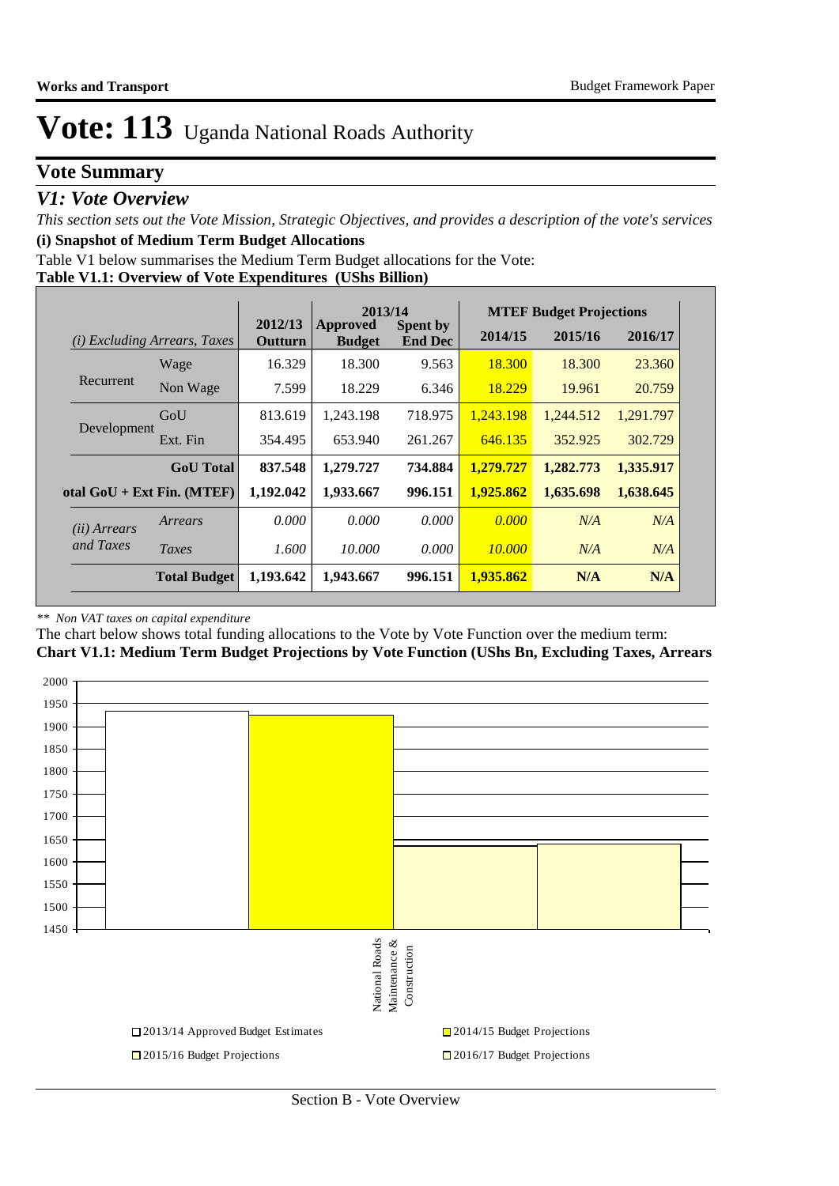# Vote: 113 Uganda National Roads Authority

## Vote Summary

### *V1: Vote Overview*

*This section sets out the Vote Mission, Strategic Objectives, and provides a description of the vote's services*

**(i) Snapshot of Medium Term Budget Allocations**

Table V1 below summarises the Medium Term Budget allocations for the Vote:

**Table V1.1: Overview of Vote Expenditures (UShs Billion)**

| *(i) Excluding Arrears, Taxes* | | 2012/13 Outturn | 2013/14 Approved Budget | 2013/14 Spent by End Dec | MTEF Budget Projections 2014/15 | 2015/16 | 2016/17 |
|---|---|---|---|---|---|---|---|
| Recurrent | Wage | 16.329 | 18.300 | 9.563 | 18.300 | 18.300 | 23.360 |
| | Non Wage | 7.599 | 18.229 | 6.346 | 18.229 | 19.961 | 20.759 |
| Development | GoU | 813.619 | 1,243.198 | 718.975 | 1,243.198 | 1,244.512 | 1,291.797 |
| | Ext. Fin | 354.495 | 653.940 | 261.267 | 646.135 | 352.925 | 302.729 |
| | **GoU Total** | **837.548** | **1,279.727** | **734.884** | **1,279.727** | **1,282.773** | **1,335.917** |
| **Total GoU + Ext Fin. (MTEF)** | | **1,192.042** | **1,933.667** | **996.151** | **1,925.862** | **1,635.698** | **1,638.645** |
| *(ii) Arrears and Taxes* | *Arrears* | *0.000* | *0.000* | *0.000* | *0.000* | *N/A* | *N/A* |
| | *Taxes* | *1.600* | *10.000* | *0.000* | *10.000* | *N/A* | *N/A* |
| | **Total Budget** | **1,193.642** | **1,943.667** | **996.151** | **1,935.862** | **N/A** | **N/A** |

*\*\* Non VAT taxes on capital expenditure*

The chart below shows total funding allocations to the Vote by Vote Function over the medium term:

**Chart V1.1: Medium Term Budget Projections by Vote Function (UShs Bn, Excluding Taxes, Arrears**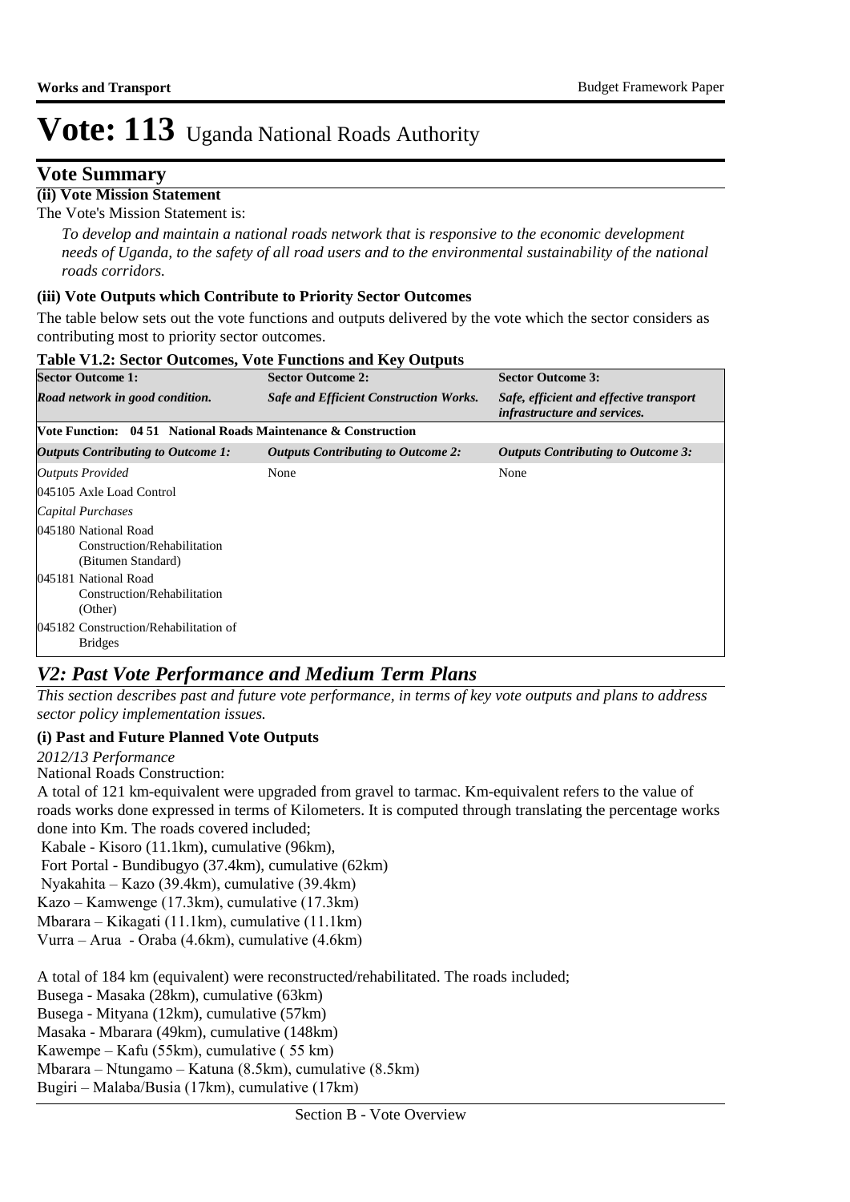# Vote: 113 Uganda National Roads Authority

## Vote Summary

### (ii) Vote Mission Statement

The Vote's Mission Statement is:

*To develop and maintain a national roads network that is responsive to the economic development needs of Uganda, to the safety of all road users and to the environmental sustainability of the national roads corridors.*

### (iii) Vote Outputs which Contribute to Priority Sector Outcomes

The table below sets out the vote functions and outputs delivered by the vote which the sector considers as contributing most to priority sector outcomes.

**Table V1.2: Sector Outcomes, Vote Functions and Key Outputs**

| **Sector Outcome 1:** | **Sector Outcome 2:** | **Sector Outcome 3:** |
|---|---|---|
| ***Road network in good condition.*** | ***Safe and Efficient Construction Works.*** | ***Safe, efficient and effective transport infrastructure and services.*** |
| **Vote Function: 04 51 National Roads Maintenance & Construction** | | |
| ***Outputs Contributing to Outcome 1:*** | ***Outputs Contributing to Outcome 2:*** | ***Outputs Contributing to Outcome 3:*** |
| *Outputs Provided* | None | None |
| 045105 Axle Load Control | | |
| *Capital Purchases* | | |
| 045180 National Road Construction/Rehabilitation (Bitumen Standard) | | |
| 045181 National Road Construction/Rehabilitation (Other) | | |
| 045182 Construction/Rehabilitation of Bridges | | |

## *V2: Past Vote Performance and Medium Term Plans*

*This section describes past and future vote performance, in terms of key vote outputs and plans to address sector policy implementation issues.*

### (i) Past and Future Planned Vote Outputs

*2012/13 Performance*

National Roads Construction:

A total of 121 km-equivalent were upgraded from gravel to tarmac. Km-equivalent refers to the value of roads works done expressed in terms of Kilometers. It is computed through translating the percentage works done into Km. The roads covered included;

Kabale - Kisoro (11.1km), cumulative (96km),
Fort Portal - Bundibugyo (37.4km), cumulative (62km)
Nyakahita – Kazo (39.4km), cumulative (39.4km)
Kazo – Kamwenge (17.3km), cumulative (17.3km)
Mbarara – Kikagati (11.1km), cumulative (11.1km)
Vurra – Arua - Oraba (4.6km), cumulative (4.6km)

A total of 184 km (equivalent) were reconstructed/rehabilitated. The roads included;
Busega - Masaka (28km), cumulative (63km)
Busega - Mityana (12km), cumulative (57km)
Masaka - Mbarara (49km), cumulative (148km)
Kawempe – Kafu (55km), cumulative ( 55 km)
Mbarara – Ntungamo – Katuna (8.5km), cumulative (8.5km)
Bugiri – Malaba/Busia (17km), cumulative (17km)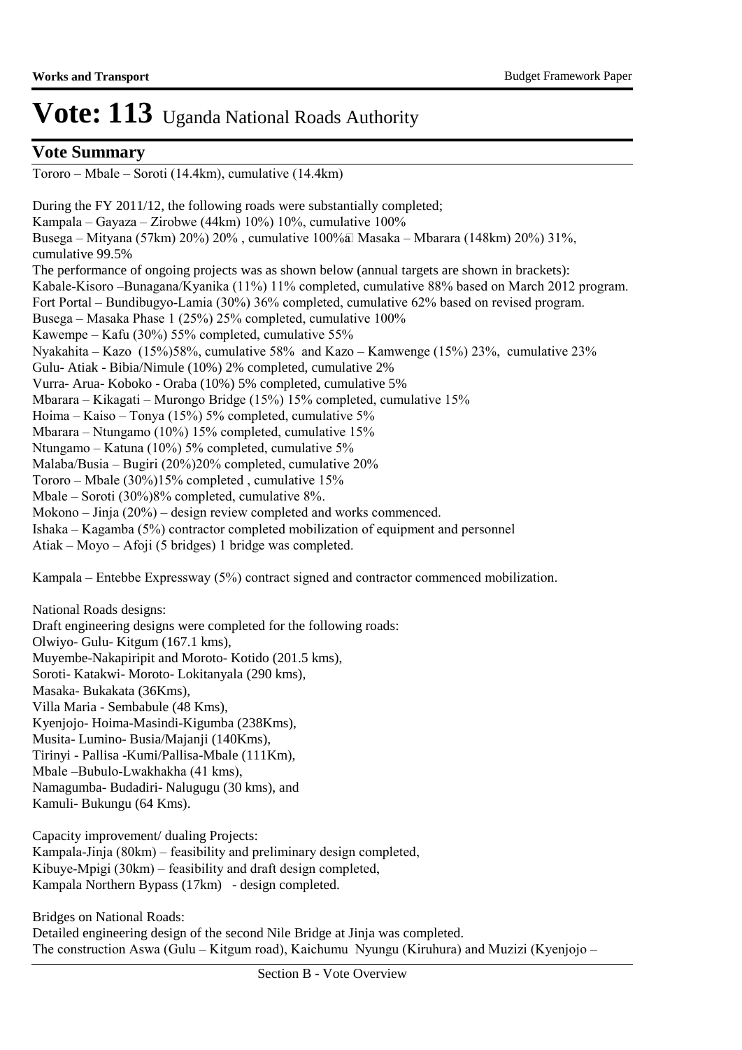# Vote: 113 Uganda National Roads Authority

## Vote Summary

Tororo – Mbale – Soroti (14.4km), cumulative (14.4km)

During the FY 2011/12, the following roads were substantially completed;
Kampala – Gayaza – Zirobwe (44km) 10%) 10%, cumulative 100%
Busega – Mityana (57km) 20%) 20% , cumulative 100%â Masaka – Mbarara (148km) 20%) 31%, cumulative 99.5%
The performance of ongoing projects was as shown below (annual targets are shown in brackets):
Kabale-Kisoro –Bunagana/Kyanika (11%) 11% completed, cumulative 88% based on March 2012 program.
Fort Portal – Bundibugyo-Lamia (30%) 36% completed, cumulative 62% based on revised program.
Busega – Masaka Phase 1 (25%) 25% completed, cumulative 100%
Kawempe – Kafu (30%) 55% completed, cumulative 55%
Nyakahita – Kazo (15%)58%, cumulative 58% and Kazo – Kamwenge (15%) 23%, cumulative 23%
Gulu- Atiak - Bibia/Nimule (10%) 2% completed, cumulative 2%
Vurra- Arua- Koboko - Oraba (10%) 5% completed, cumulative 5%
Mbarara – Kikagati – Murongo Bridge (15%) 15% completed, cumulative 15%
Hoima – Kaiso – Tonya (15%) 5% completed, cumulative 5%
Mbarara – Ntungamo (10%) 15% completed, cumulative 15%
Ntungamo – Katuna (10%) 5% completed, cumulative 5%
Malaba/Busia – Bugiri (20%)20% completed, cumulative 20%
Tororo – Mbale (30%)15% completed , cumulative 15%
Mbale – Soroti (30%)8% completed, cumulative 8%.
Mokono – Jinja (20%) – design review completed and works commenced.
Ishaka – Kagamba (5%) contractor completed mobilization of equipment and personnel
Atiak – Moyo – Afoji (5 bridges) 1 bridge was completed.

Kampala – Entebbe Expressway (5%) contract signed and contractor commenced mobilization.

National Roads designs:
Draft engineering designs were completed for the following roads:
Olwiyo- Gulu- Kitgum (167.1 kms),
Muyembe-Nakapiripit and Moroto- Kotido (201.5 kms),
Soroti- Katakwi- Moroto- Lokitanyala (290 kms),
Masaka- Bukakata (36Kms),
Villa Maria - Sembabule (48 Kms),
Kyenjojo- Hoima-Masindi-Kigumba (238Kms),
Musita- Lumino- Busia/Majanji (140Kms),
Tirinyi - Pallisa -Kumi/Pallisa-Mbale (111Km),
Mbale –Bubulo-Lwakhakha (41 kms),
Namagumba- Budadiri- Nalugugu (30 kms), and
Kamuli- Bukungu (64 Kms).

Capacity improvement/ dualing Projects:
Kampala-Jinja (80km) – feasibility and preliminary design completed,
Kibuye-Mpigi (30km) – feasibility and draft design completed,
Kampala Northern Bypass (17km) - design completed.

Bridges on National Roads:
Detailed engineering design of the second Nile Bridge at Jinja was completed.
The construction Aswa (Gulu – Kitgum road), Kaichumu Nyungu (Kiruhura) and Muzizi (Kyenjojo –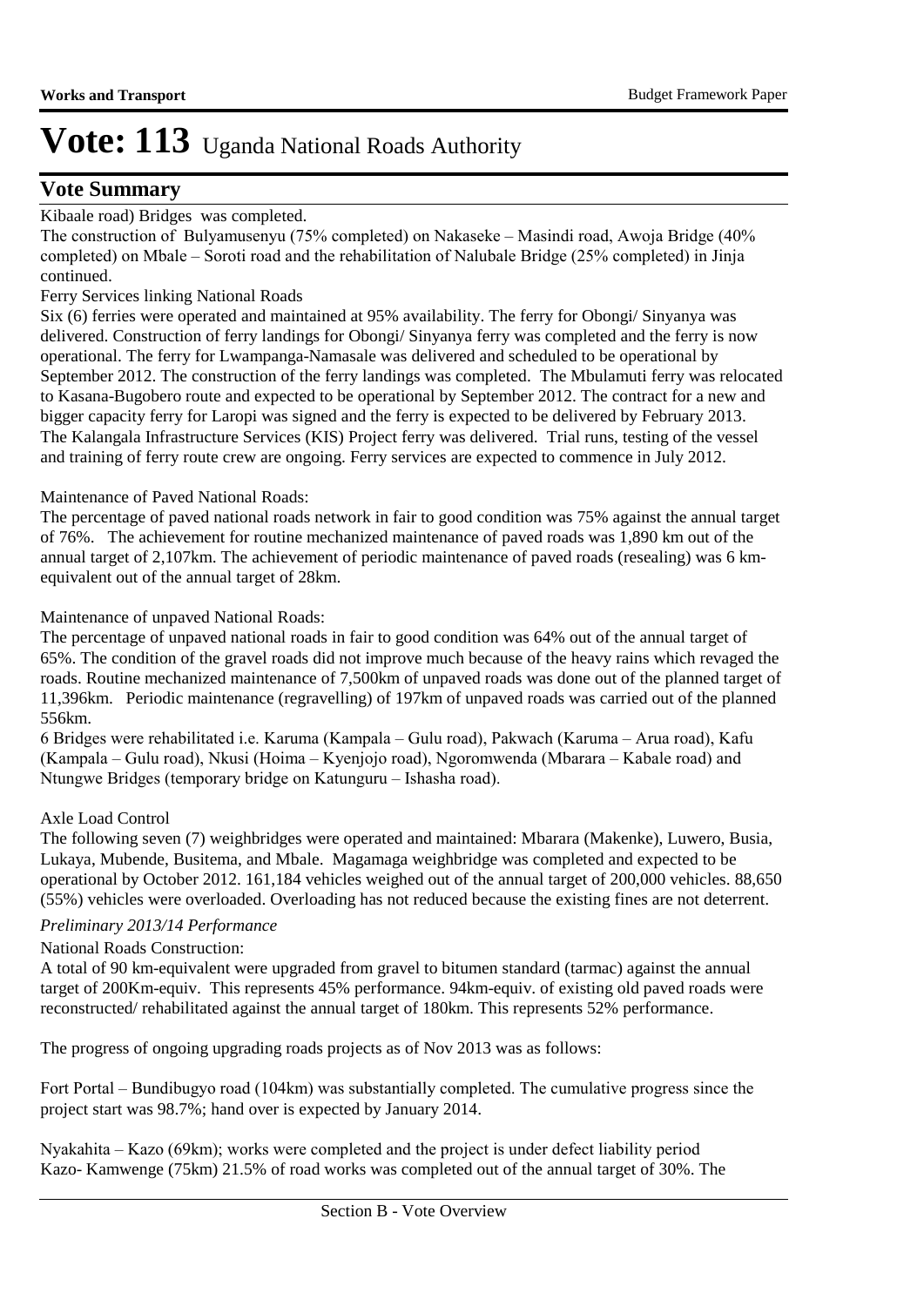Kibaale road) Bridges was completed.

The construction of Bulyamusenyu (75% completed) on Nakaseke – Masindi road, Awoja Bridge (40% completed) on Mbale – Soroti road and the rehabilitation of Nalubale Bridge (25% completed) in Jinja continued.

Ferry Services linking National Roads

Six (6) ferries were operated and maintained at 95% availability. The ferry for Obongi/ Sinyanya was delivered. Construction of ferry landings for Obongi/ Sinyanya ferry was completed and the ferry is now operational. The ferry for Lwampanga-Namasale was delivered and scheduled to be operational by September 2012. The construction of the ferry landings was completed. The Mbulamuti ferry was relocated to Kasana-Bugobero route and expected to be operational by September 2012. The contract for a new and bigger capacity ferry for Laropi was signed and the ferry is expected to be delivered by February 2013. The Kalangala Infrastructure Services (KIS) Project ferry was delivered. Trial runs, testing of the vessel and training of ferry route crew are ongoing. Ferry services are expected to commence in July 2012.

Maintenance of Paved National Roads:

The percentage of paved national roads network in fair to good condition was 75% against the annual target of 76%. The achievement for routine mechanized maintenance of paved roads was 1,890 km out of the annual target of 2,107km. The achievement of periodic maintenance of paved roads (resealing) was 6 km-equivalent out of the annual target of 28km.

Maintenance of unpaved National Roads:

The percentage of unpaved national roads in fair to good condition was 64% out of the annual target of 65%. The condition of the gravel roads did not improve much because of the heavy rains which revaged the roads. Routine mechanized maintenance of 7,500km of unpaved roads was done out of the planned target of 11,396km. Periodic maintenance (regravelling) of 197km of unpaved roads was carried out of the planned 556km.

6 Bridges were rehabilitated i.e. Karuma (Kampala – Gulu road), Pakwach (Karuma – Arua road), Kafu (Kampala – Gulu road), Nkusi (Hoima – Kyenjojo road), Ngoromwenda (Mbarara – Kabale road) and Ntungwe Bridges (temporary bridge on Katunguru – Ishasha road).

Axle Load Control

The following seven (7) weighbridges were operated and maintained: Mbarara (Makenke), Luwero, Busia, Lukaya, Mubende, Busitema, and Mbale. Magamaga weighbridge was completed and expected to be operational by October 2012. 161,184 vehicles weighed out of the annual target of 200,000 vehicles. 88,650 (55%) vehicles were overloaded. Overloading has not reduced because the existing fines are not deterrent.

*Preliminary 2013/14 Performance*

National Roads Construction:

A total of 90 km-equivalent were upgraded from gravel to bitumen standard (tarmac) against the annual target of 200Km-equiv. This represents 45% performance. 94km-equiv. of existing old paved roads were reconstructed/ rehabilitated against the annual target of 180km. This represents 52% performance.

The progress of ongoing upgrading roads projects as of Nov 2013 was as follows:

Fort Portal – Bundibugyo road (104km) was substantially completed. The cumulative progress since the project start was 98.7%; hand over is expected by January 2014.

Nyakahita – Kazo (69km); works were completed and the project is under defect liability period
Kazo- Kamwenge (75km) 21.5% of road works was completed out of the annual target of 30%. The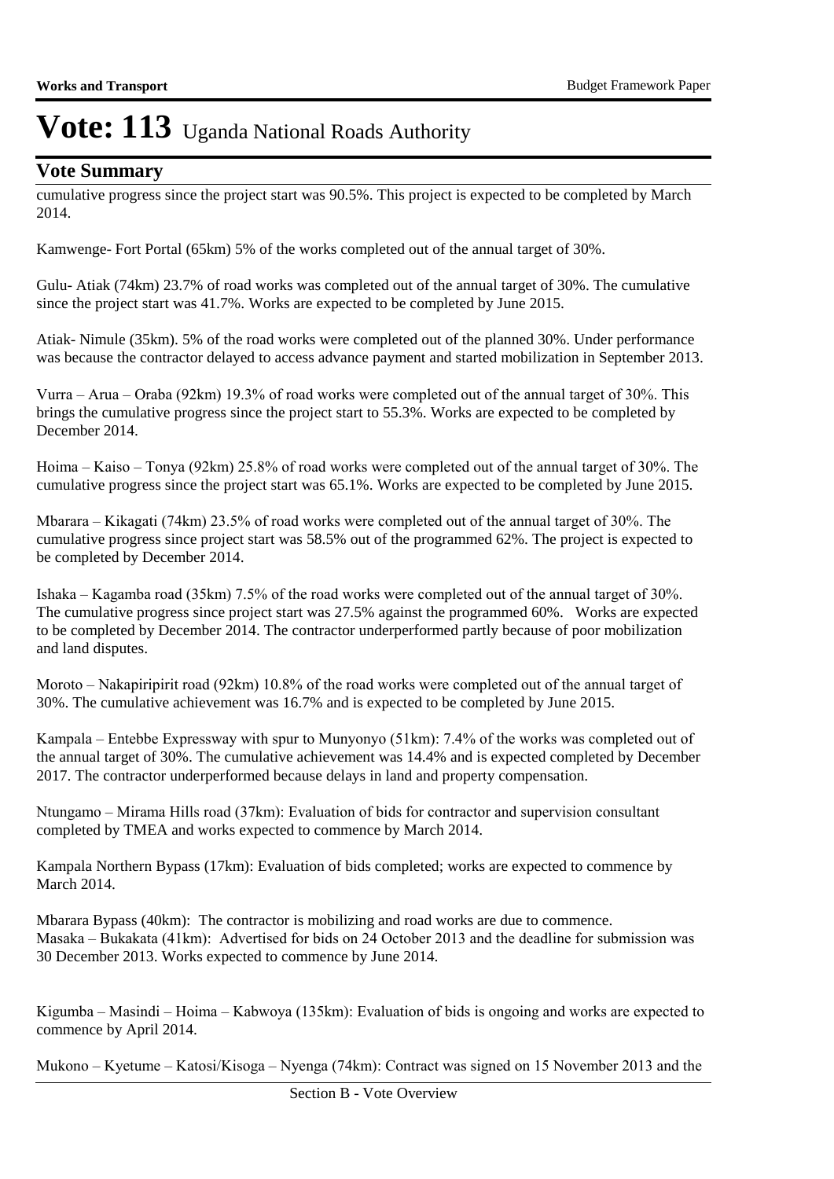# Vote: 113 Uganda National Roads Authority

## Vote Summary

cumulative progress since the project start was 90.5%. This project is expected to be completed by March 2014.

Kamwenge- Fort Portal (65km) 5% of the works completed out of the annual target of 30%.

Gulu- Atiak (74km) 23.7% of road works was completed out of the annual target of 30%. The cumulative since the project start was 41.7%. Works are expected to be completed by June 2015.

Atiak- Nimule (35km). 5% of the road works were completed out of the planned 30%. Under performance was because the contractor delayed to access advance payment and started mobilization in September 2013.

Vurra – Arua – Oraba (92km) 19.3% of road works were completed out of the annual target of 30%. This brings the cumulative progress since the project start to 55.3%. Works are expected to be completed by December 2014.

Hoima – Kaiso – Tonya (92km) 25.8% of road works were completed out of the annual target of 30%. The cumulative progress since the project start was 65.1%. Works are expected to be completed by June 2015.

Mbarara – Kikagati (74km) 23.5% of road works were completed out of the annual target of 30%. The cumulative progress since project start was 58.5% out of the programmed 62%. The project is expected to be completed by December 2014.

Ishaka – Kagamba road (35km) 7.5% of the road works were completed out of the annual target of 30%. The cumulative progress since project start was 27.5% against the programmed 60%. Works are expected to be completed by December 2014. The contractor underperformed partly because of poor mobilization and land disputes.

Moroto – Nakapiripirit road (92km) 10.8% of the road works were completed out of the annual target of 30%. The cumulative achievement was 16.7% and is expected to be completed by June 2015.

Kampala – Entebbe Expressway with spur to Munyonyo (51km): 7.4% of the works was completed out of the annual target of 30%. The cumulative achievement was 14.4% and is expected completed by December 2017. The contractor underperformed because delays in land and property compensation.

Ntungamo – Mirama Hills road (37km): Evaluation of bids for contractor and supervision consultant completed by TMEA and works expected to commence by March 2014.

Kampala Northern Bypass (17km): Evaluation of bids completed; works are expected to commence by March 2014.

Mbarara Bypass (40km): The contractor is mobilizing and road works are due to commence.
Masaka – Bukakata (41km): Advertised for bids on 24 October 2013 and the deadline for submission was 30 December 2013. Works expected to commence by June 2014.

Kigumba – Masindi – Hoima – Kabwoya (135km): Evaluation of bids is ongoing and works are expected to commence by April 2014.

Mukono – Kyetume – Katosi/Kisoga – Nyenga (74km): Contract was signed on 15 November 2013 and the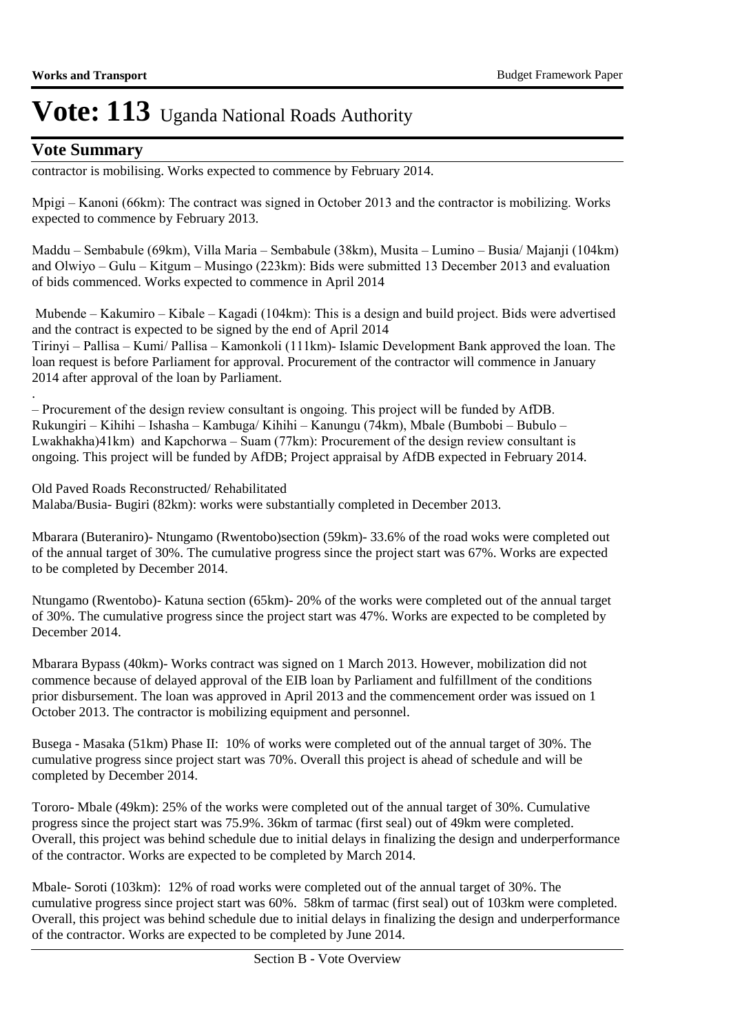## Vote Summary

contractor is mobilising. Works expected to commence by February 2014.

Mpigi – Kanoni (66km): The contract was signed in October 2013 and the contractor is mobilizing. Works expected to commence by February 2013.

Maddu – Sembabule (69km), Villa Maria – Sembabule (38km), Musita – Lumino – Busia/ Majanji (104km) and Olwiyo – Gulu – Kitgum – Musingo (223km): Bids were submitted 13 December 2013 and evaluation of bids commenced. Works expected to commence in April 2014

Mubende – Kakumiro – Kibale – Kagadi (104km): This is a design and build project. Bids were advertised and the contract is expected to be signed by the end of April 2014
Tirinyi – Pallisa – Kumi/ Pallisa – Kamonkoli (111km)- Islamic Development Bank approved the loan. The loan request is before Parliament for approval. Procurement of the contractor will commence in January 2014 after approval of the loan by Parliament.

.
– Procurement of the design review consultant is ongoing. This project will be funded by AfDB.
Rukungiri – Kihihi – Ishasha – Kambuga/ Kihihi – Kanungu (74km), Mbale (Bumbobi – Bubulo – Lwakhakha)41km) and Kapchorwa – Suam (77km): Procurement of the design review consultant is ongoing. This project will be funded by AfDB; Project appraisal by AfDB expected in February 2014.

Old Paved Roads Reconstructed/ Rehabilitated
Malaba/Busia- Bugiri (82km): works were substantially completed in December 2013.

Mbarara (Buteraniro)- Ntungamo (Rwentobo)section (59km)- 33.6% of the road woks were completed out of the annual target of 30%. The cumulative progress since the project start was 67%. Works are expected to be completed by December 2014.

Ntungamo (Rwentobo)- Katuna section (65km)- 20% of the works were completed out of the annual target of 30%. The cumulative progress since the project start was 47%. Works are expected to be completed by December 2014.

Mbarara Bypass (40km)- Works contract was signed on 1 March 2013. However, mobilization did not commence because of delayed approval of the EIB loan by Parliament and fulfillment of the conditions prior disbursement. The loan was approved in April 2013 and the commencement order was issued on 1 October 2013. The contractor is mobilizing equipment and personnel.

Busega - Masaka (51km) Phase II: 10% of works were completed out of the annual target of 30%. The cumulative progress since project start was 70%. Overall this project is ahead of schedule and will be completed by December 2014.

Tororo- Mbale (49km): 25% of the works were completed out of the annual target of 30%. Cumulative progress since the project start was 75.9%. 36km of tarmac (first seal) out of 49km were completed. Overall, this project was behind schedule due to initial delays in finalizing the design and underperformance of the contractor. Works are expected to be completed by March 2014.

Mbale- Soroti (103km): 12% of road works were completed out of the annual target of 30%. The cumulative progress since project start was 60%. 58km of tarmac (first seal) out of 103km were completed. Overall, this project was behind schedule due to initial delays in finalizing the design and underperformance of the contractor. Works are expected to be completed by June 2014.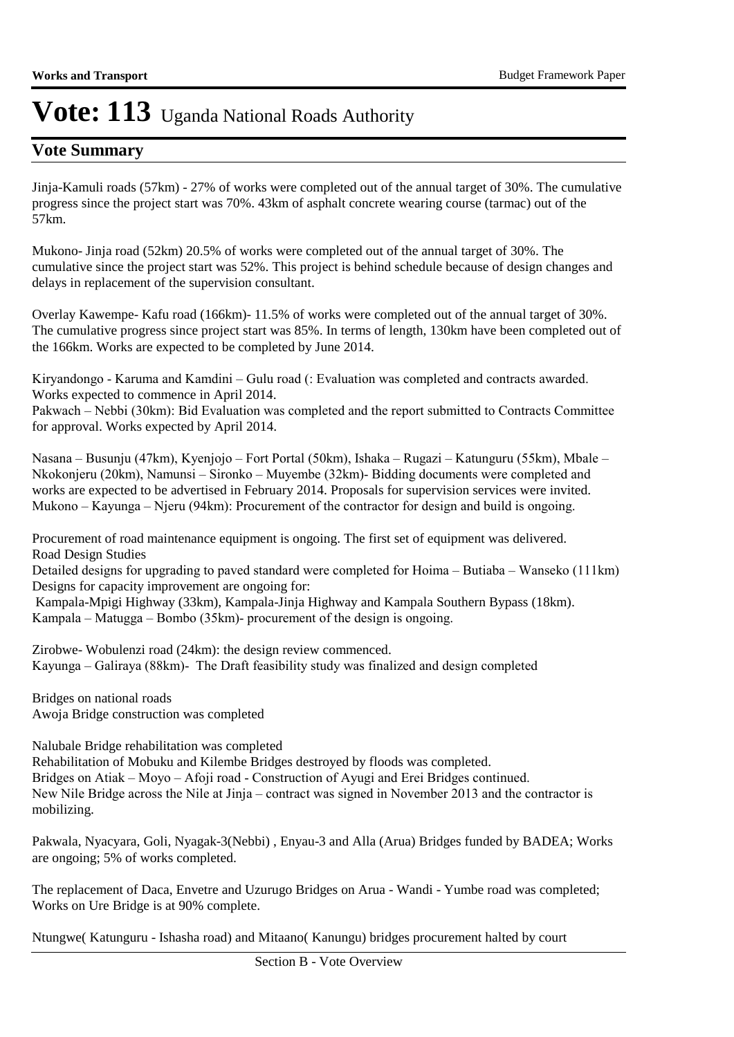Jinja-Kamuli roads (57km) - 27% of works were completed out of the annual target of 30%. The cumulative progress since the project start was 70%. 43km of asphalt concrete wearing course (tarmac) out of the 57km.

Mukono- Jinja road (52km) 20.5% of works were completed out of the annual target of 30%. The cumulative since the project start was 52%. This project is behind schedule because of design changes and delays in replacement of the supervision consultant.

Overlay Kawempe- Kafu road (166km)- 11.5% of works were completed out of the annual target of 30%. The cumulative progress since project start was 85%. In terms of length, 130km have been completed out of the 166km. Works are expected to be completed by June 2014.

Kiryandongo - Karuma and Kamdini – Gulu road (: Evaluation was completed and contracts awarded. Works expected to commence in April 2014.
Pakwach – Nebbi (30km): Bid Evaluation was completed and the report submitted to Contracts Committee for approval. Works expected by April 2014.

Nasana – Busunju (47km), Kyenjojo – Fort Portal (50km), Ishaka – Rugazi – Katunguru (55km), Mbale – Nkokonjeru (20km), Namunsi – Sironko – Muyembe (32km)- Bidding documents were completed and works are expected to be advertised in February 2014. Proposals for supervision services were invited.
Mukono – Kayunga – Njeru (94km): Procurement of the contractor for design and build is ongoing.

Procurement of road maintenance equipment is ongoing. The first set of equipment was delivered.
Road Design Studies
Detailed designs for upgrading to paved standard were completed for Hoima – Butiaba – Wanseko (111km)
Designs for capacity improvement are ongoing for:
Kampala-Mpigi Highway (33km), Kampala-Jinja Highway and Kampala Southern Bypass (18km).
Kampala – Matugga – Bombo (35km)- procurement of the design is ongoing.

Zirobwe- Wobulenzi road (24km): the design review commenced.
Kayunga – Galiraya (88km)- The Draft feasibility study was finalized and design completed

Bridges on national roads
Awoja Bridge construction was completed

Nalubale Bridge rehabilitation was completed
Rehabilitation of Mobuku and Kilembe Bridges destroyed by floods was completed.
Bridges on Atiak – Moyo – Afoji road - Construction of Ayugi and Erei Bridges continued.
New Nile Bridge across the Nile at Jinja – contract was signed in November 2013 and the contractor is mobilizing.

Pakwala, Nyacyara, Goli, Nyagak-3(Nebbi) , Enyau-3 and Alla (Arua) Bridges funded by BADEA; Works are ongoing; 5% of works completed.

The replacement of Daca, Envetre and Uzurugo Bridges on Arua - Wandi - Yumbe road was completed; Works on Ure Bridge is at 90% complete.

Ntungwe( Katunguru - Ishasha road) and Mitaano( Kanungu) bridges procurement halted by court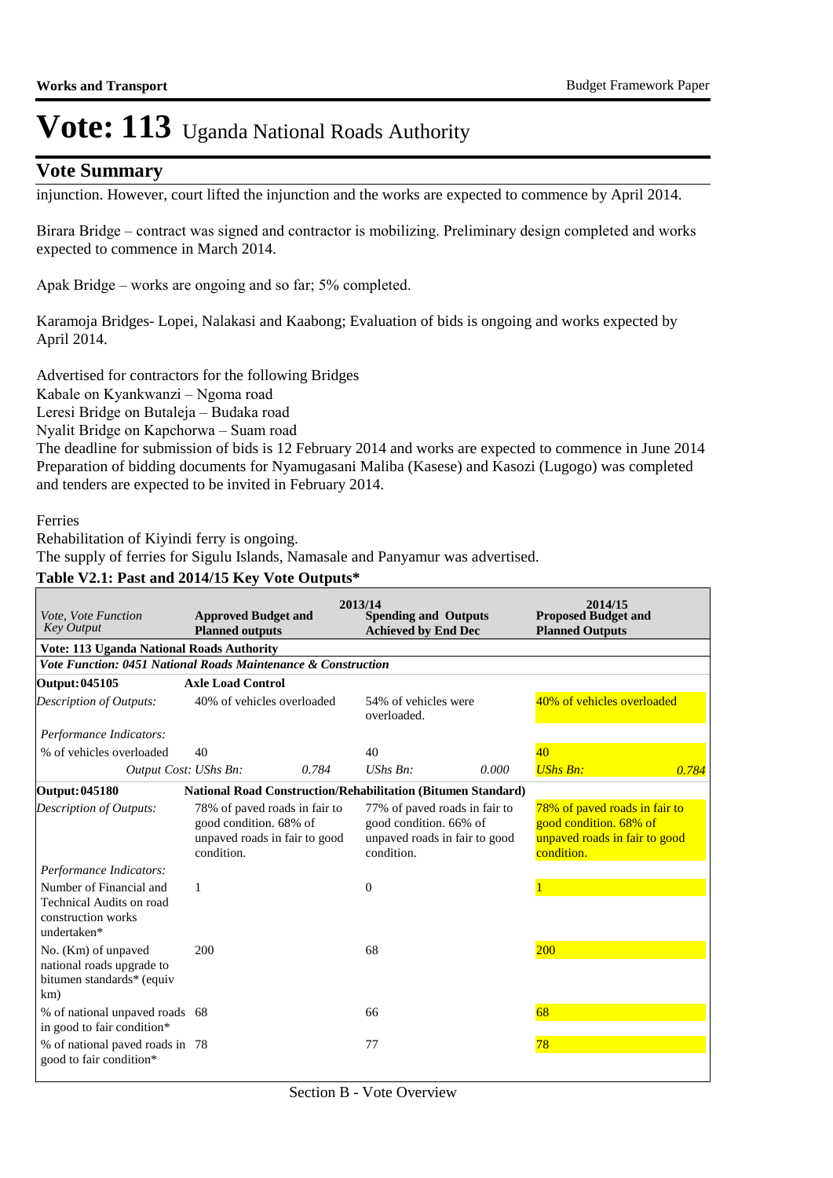# Vote: 113 Uganda National Roads Authority

## Vote Summary

injunction. However, court lifted the injunction and the works are expected to commence by April 2014.

Birara Bridge – contract was signed and contractor is mobilizing. Preliminary design completed and works expected to commence in March 2014.

Apak Bridge – works are ongoing and so far; 5% completed.

Karamoja Bridges- Lopei, Nalakasi and Kaabong; Evaluation of bids is ongoing and works expected by April 2014.

Advertised for contractors for the following Bridges
Kabale on Kyankwanzi – Ngoma road
Leresi Bridge on Butaleja – Budaka road
Nyalit Bridge on Kapchorwa – Suam road
The deadline for submission of bids is 12 February 2014 and works are expected to commence in June 2014
Preparation of bidding documents for Nyamugasani Maliba (Kasese) and Kasozi (Lugogo) was completed and tenders are expected to be invited in February 2014.

Ferries
Rehabilitation of Kiyindi ferry is ongoing.
The supply of ferries for Sigulu Islands, Namasale and Panyamur was advertised.

**Table V2.1: Past and 2014/15 Key Vote Outputs\***

| *Vote, Vote Function Key Output* | 2013/14 **Approved Budget and Planned outputs** | | **Spending and Outputs Achieved by End Dec** | | 2014/15 **Proposed Budget and Planned Outputs** | |
|---|---|---|---|---|---|---|
| **Vote: 113 Uganda National Roads Authority** | | | | | | |
| ***Vote Function: 0451 National Roads Maintenance & Construction*** | | | | | | |
| **Output: 045105** | **Axle Load Control** | | | | | |
| *Description of Outputs:* | 40% of vehicles overloaded | | 54% of vehicles were overloaded. | | 40% of vehicles overloaded | |
| *Performance Indicators:* | | | | | | |
| % of vehicles overloaded | 40 | | 40 | | 40 | |
| *Output Cost: UShs Bn:* | | *0.784* | *UShs Bn:* | *0.000* | *UShs Bn:* | *0.784* |
| **Output: 045180** | **National Road Construction/Rehabilitation (Bitumen Standard)** | | | | | |
| *Description of Outputs:* | 78% of paved roads in fair to good condition. 68% of unpaved roads in fair to good condition. | | 77% of paved roads in fair to good condition. 66% of unpaved roads in fair to good condition. | | 78% of paved roads in fair to good condition. 68% of unpaved roads in fair to good condition. | |
| *Performance Indicators:* | | | | | | |
| Number of Financial and Technical Audits on road construction works undertaken* | 1 | | 0 | | 1 | |
| No. (Km) of unpaved national roads upgrade to bitumen standards* (equiv km) | 200 | | 68 | | 200 | |
| % of national unpaved roads in good to fair condition* | 68 | | 66 | | 68 | |
| % of national paved roads in good to fair condition* | 78 | | 77 | | 78 | |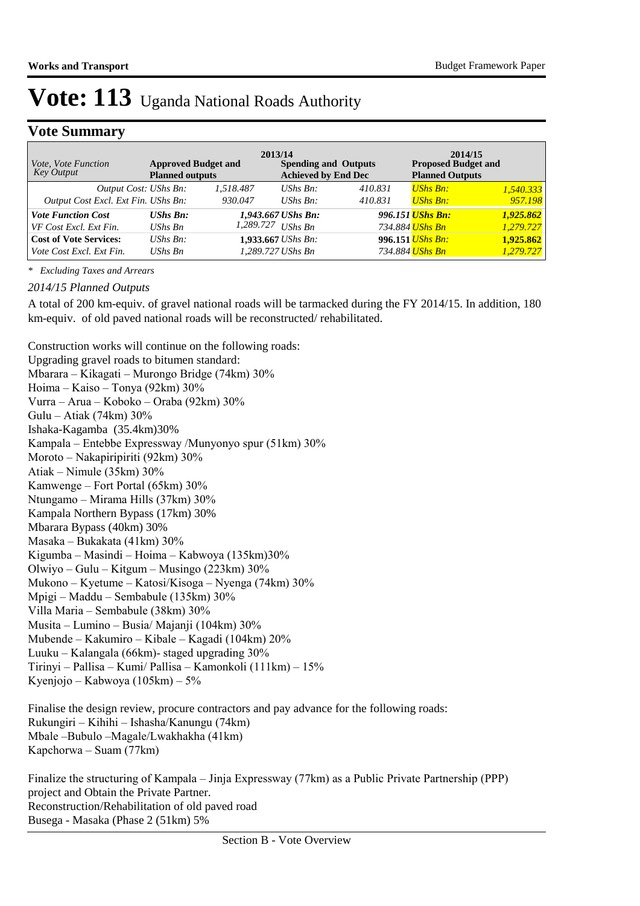# Vote: 113 Uganda National Roads Authority

## Vote Summary

| *Vote, Vote Function Key Output* | 2013/14 Approved Budget and Planned outputs | | 2013/14 Spending and Outputs Achieved by End Dec | | 2014/15 Proposed Budget and Planned Outputs | |
|---|---|---|---|---|---|---|
| *Output Cost: UShs Bn:* | | *1,518.487* | *UShs Bn:* | *410.831* | *UShs Bn:* | *1,540.333* |
| *Output Cost Excl. Ext Fin. UShs Bn:* | | *930.047* | *UShs Bn:* | *410.831* | *UShs Bn:* | *957.198* |
| ***Vote Function Cost*** | ***UShs Bn:*** | ***1,943.667*** | ***UShs Bn:*** | ***996.151*** | ***UShs Bn:*** | ***1,925.862*** |
| *VF Cost Excl. Ext Fin.* | *UShs Bn* | *1,289.727* | *UShs Bn* | *734.884* | *UShs Bn* | *1,279.727* |
| **Cost of Vote Services:** | *UShs Bn:* | **1,933.667** | *UShs Bn:* | **996.151** | *UShs Bn:* | **1,925.862** |
| *Vote Cost Excl. Ext Fin.* | *UShs Bn* | *1,289.727* | *UShs Bn* | *734.884* | *UShs Bn* | *1,279.727* |

*\* Excluding Taxes and Arrears*

*2014/15 Planned Outputs*

A total of 200 km-equiv. of gravel national roads will be tarmacked during the FY 2014/15. In addition, 180 km-equiv. of old paved national roads will be reconstructed/ rehabilitated.

Construction works will continue on the following roads:
Upgrading gravel roads to bitumen standard:
Mbarara – Kikagati – Murongo Bridge (74km) 30%
Hoima – Kaiso – Tonya (92km) 30%
Vurra – Arua – Koboko – Oraba (92km) 30%
Gulu – Atiak (74km) 30%
Ishaka-Kagamba (35.4km)30%
Kampala – Entebbe Expressway /Munyonyo spur (51km) 30%
Moroto – Nakapiripiriti (92km) 30%
Atiak – Nimule (35km) 30%
Kamwenge – Fort Portal (65km) 30%
Ntungamo – Mirama Hills (37km) 30%
Kampala Northern Bypass (17km) 30%
Mbarara Bypass (40km) 30%
Masaka – Bukakata (41km) 30%
Kigumba – Masindi – Hoima – Kabwoya (135km)30%
Olwiyo – Gulu – Kitgum – Musingo (223km) 30%
Mukono – Kyetume – Katosi/Kisoga – Nyenga (74km) 30%
Mpigi – Maddu – Sembabule (135km) 30%
Villa Maria – Sembabule (38km) 30%
Musita – Lumino – Busia/ Majanji (104km) 30%
Mubende – Kakumiro – Kibale – Kagadi (104km) 20%
Luuku – Kalangala (66km)- staged upgrading 30%
Tirinyi – Pallisa – Kumi/ Pallisa – Kamonkoli (111km) – 15%
Kyenjojo – Kabwoya (105km) – 5%

Finalise the design review, procure contractors and pay advance for the following roads:
Rukungiri – Kihihi – Ishasha/Kanungu (74km)
Mbale –Bubulo –Magale/Lwakhakha (41km)
Kapchorwa – Suam (77km)

Finalize the structuring of Kampala – Jinja Expressway (77km) as a Public Private Partnership (PPP) project and Obtain the Private Partner.
Reconstruction/Rehabilitation of old paved road
Busega - Masaka (Phase 2 (51km) 5%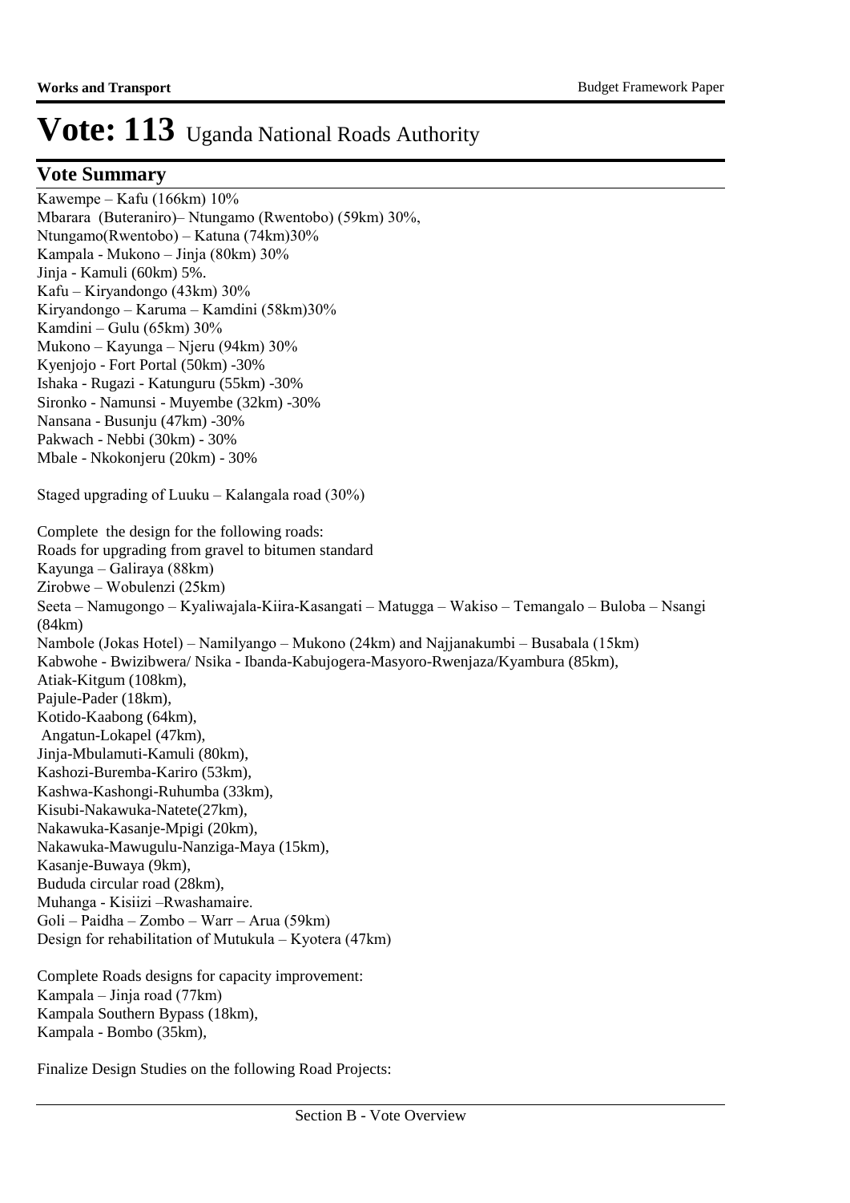# Vote: 113 Uganda National Roads Authority

## Vote Summary

Kawempe – Kafu (166km) 10%
Mbarara (Buteraniro)– Ntungamo (Rwentobo) (59km) 30%,
Ntungamo(Rwentobo) – Katuna (74km)30%
Kampala - Mukono – Jinja (80km) 30%
Jinja - Kamuli (60km) 5%.
Kafu – Kiryandongo (43km) 30%
Kiryandongo – Karuma – Kamdini (58km)30%
Kamdini – Gulu (65km) 30%
Mukono – Kayunga – Njeru (94km) 30%
Kyenjojo - Fort Portal (50km) -30%
Ishaka - Rugazi - Katunguru (55km) -30%
Sironko - Namunsi - Muyembe (32km) -30%
Nansana - Busunju (47km) -30%
Pakwach - Nebbi (30km) - 30%
Mbale - Nkokonjeru (20km) - 30%

Staged upgrading of Luuku – Kalangala road (30%)

Complete the design for the following roads:
Roads for upgrading from gravel to bitumen standard
Kayunga – Galiraya (88km)
Zirobwe – Wobulenzi (25km)
Seeta – Namugongo – Kyaliwajala-Kiira-Kasangati – Matugga – Wakiso – Temangalo – Buloba – Nsangi (84km)
Nambole (Jokas Hotel) – Namilyango – Mukono (24km) and Najjanakumbi – Busabala (15km)
Kabwohe - Bwizibwera/ Nsika - Ibanda-Kabujogera-Masyoro-Rwenjaza/Kyambura (85km),
Atiak-Kitgum (108km),
Pajule-Pader (18km),
Kotido-Kaabong (64km),
Angatun-Lokapel (47km),
Jinja-Mbulamuti-Kamuli (80km),
Kashozi-Buremba-Kariro (53km),
Kashwa-Kashongi-Ruhumba (33km),
Kisubi-Nakawuka-Natete(27km),
Nakawuka-Kasanje-Mpigi (20km),
Nakawuka-Mawugulu-Nanziga-Maya (15km),
Kasanje-Buwaya (9km),
Bududa circular road (28km),
Muhanga - Kisiizi –Rwashamaire.
Goli – Paidha – Zombo – Warr – Arua (59km)
Design for rehabilitation of Mutukula – Kyotera (47km)

Complete Roads designs for capacity improvement:
Kampala – Jinja road (77km)
Kampala Southern Bypass (18km),
Kampala - Bombo (35km),

Finalize Design Studies on the following Road Projects: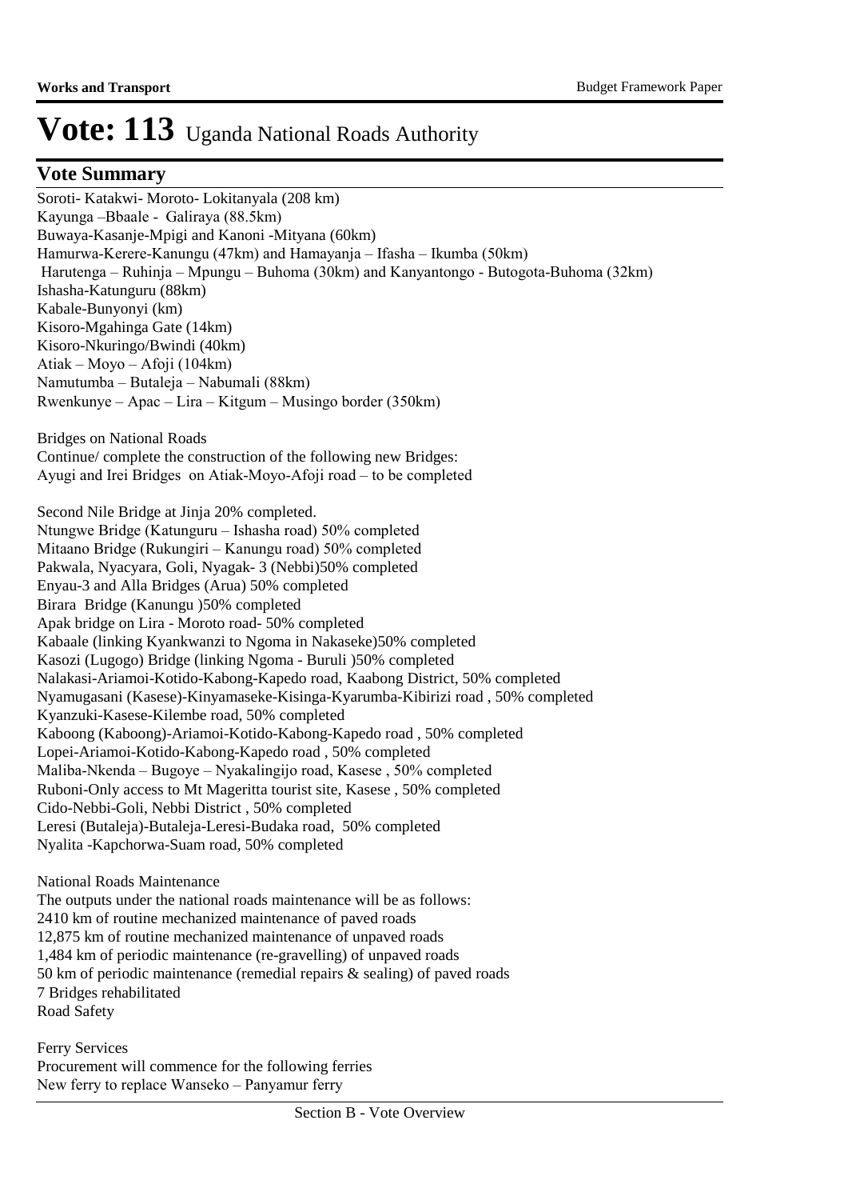# Vote: 113 Uganda National Roads Authority

## Vote Summary

Soroti- Katakwi- Moroto- Lokitanyala (208 km)
Kayunga –Bbaale - Galiraya (88.5km)
Buwaya-Kasanje-Mpigi and Kanoni -Mityana (60km)
Hamurwa-Kerere-Kanungu (47km) and Hamayanja – Ifasha – Ikumba (50km)
Harutenga – Ruhinja – Mpungu – Buhoma (30km) and Kanyantongo - Butogota-Buhoma (32km)
Ishasha-Katunguru (88km)
Kabale-Bunyonyi (km)
Kisoro-Mgahinga Gate (14km)
Kisoro-Nkuringo/Bwindi (40km)
Atiak – Moyo – Afoji (104km)
Namutumba – Butaleja – Nabumali (88km)
Rwenkunye – Apac – Lira – Kitgum – Musingo border (350km)

Bridges on National Roads
Continue/ complete the construction of the following new Bridges:
Ayugi and Irei Bridges on Atiak-Moyo-Afoji road – to be completed

Second Nile Bridge at Jinja 20% completed.
Ntungwe Bridge (Katunguru – Ishasha road) 50% completed
Mitaano Bridge (Rukungiri – Kanungu road) 50% completed
Pakwala, Nyacyara, Goli, Nyagak- 3 (Nebbi)50% completed
Enyau-3 and Alla Bridges (Arua) 50% completed
Birara Bridge (Kanungu )50% completed
Apak bridge on Lira - Moroto road- 50% completed
Kabaale (linking Kyankwanzi to Ngoma in Nakaseke)50% completed
Kasozi (Lugogo) Bridge (linking Ngoma - Buruli )50% completed
Nalakasi-Ariamoi-Kotido-Kabong-Kapedo road, Kaabong District, 50% completed
Nyamugasani (Kasese)-Kinyamaseke-Kisinga-Kyarumba-Kibirizi road , 50% completed
Kyanzuki-Kasese-Kilembe road, 50% completed
Kaboong (Kaboong)-Ariamoi-Kotido-Kabong-Kapedo road , 50% completed
Lopei-Ariamoi-Kotido-Kabong-Kapedo road , 50% completed
Maliba-Nkenda – Bugoye – Nyakalingijo road, Kasese , 50% completed
Ruboni-Only access to Mt Mageritta tourist site, Kasese , 50% completed
Cido-Nebbi-Goli, Nebbi District , 50% completed
Leresi (Butaleja)-Butaleja-Leresi-Budaka road, 50% completed
Nyalita -Kapchorwa-Suam road, 50% completed

National Roads Maintenance
The outputs under the national roads maintenance will be as follows:
2410 km of routine mechanized maintenance of paved roads
12,875 km of routine mechanized maintenance of unpaved roads
1,484 km of periodic maintenance (re-gravelling) of unpaved roads
50 km of periodic maintenance (remedial repairs & sealing) of paved roads
7 Bridges rehabilitated
Road Safety

Ferry Services
Procurement will commence for the following ferries
New ferry to replace Wanseko – Panyamur ferry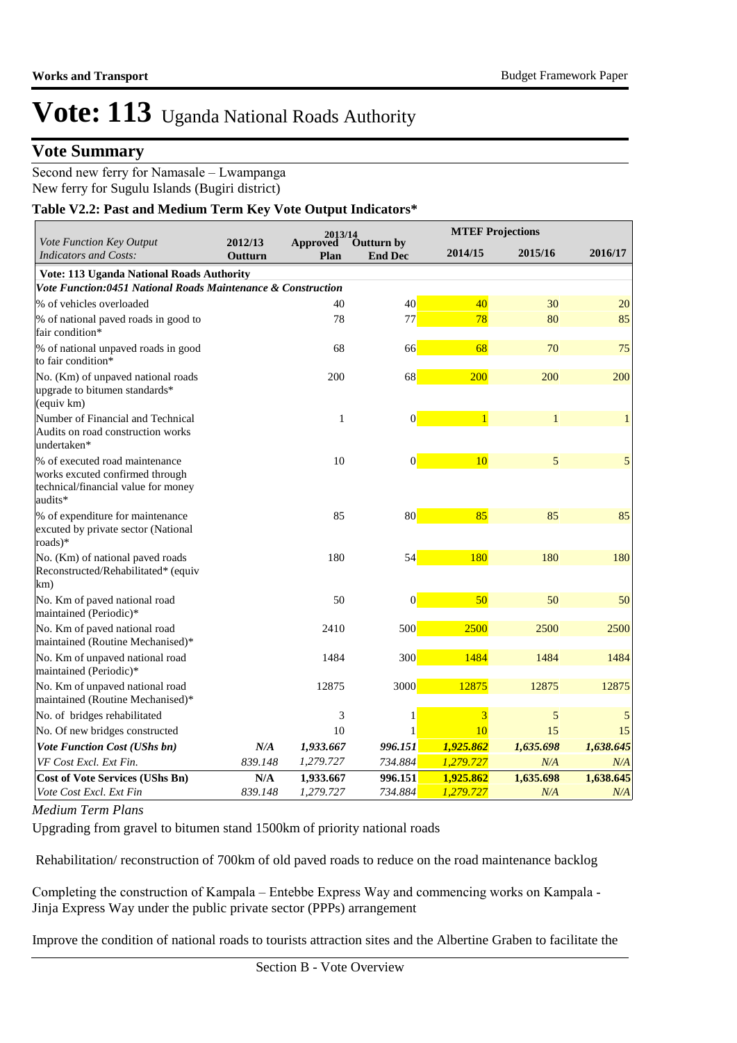# Vote: 113 Uganda National Roads Authority

## Vote Summary

Second new ferry for Namasale – Lwampanga
New ferry for Sugulu Islands (Bugiri district)

### Table V2.2: Past and Medium Term Key Vote Output Indicators*

| *Vote Function Key Output Indicators and Costs:* | 2012/13 Outturn | 2013/14 Approved Plan | 2013/14 Outturn by End Dec | MTEF Projections 2014/15 | MTEF Projections 2015/16 | MTEF Projections 2016/17 |
|---|---|---|---|---|---|---|
| **Vote: 113 Uganda National Roads Authority** | | | | | | |
| ***Vote Function:0451 National Roads Maintenance & Construction*** | | | | | | |
| % of vehicles overloaded | | 40 | 40 | 40 | 30 | 20 |
| % of national paved roads in good to fair condition* | | 78 | 77 | 78 | 80 | 85 |
| % of national unpaved roads in good to fair condition* | | 68 | 66 | 68 | 70 | 75 |
| No. (Km) of unpaved national roads upgrade to bitumen standards* (equiv km) | | 200 | 68 | 200 | 200 | 200 |
| Number of Financial and Technical Audits on road construction works undertaken* | | 1 | 0 | 1 | 1 | 1 |
| % of executed road maintenance works excuted confirmed through technical/financial value for money audits* | | 10 | 0 | 10 | 5 | 5 |
| % of expenditure for maintenance excuted by private sector (National roads)* | | 85 | 80 | 85 | 85 | 85 |
| No. (Km) of national paved roads Reconstructed/Rehabilitated* (equiv km) | | 180 | 54 | 180 | 180 | 180 |
| No. Km of paved national road maintained (Periodic)* | | 50 | 0 | 50 | 50 | 50 |
| No. Km of paved national road maintained (Routine Mechanised)* | | 2410 | 500 | 2500 | 2500 | 2500 |
| No. Km of unpaved national road maintained (Periodic)* | | 1484 | 300 | 1484 | 1484 | 1484 |
| No. Km of unpaved national road maintained (Routine Mechanised)* | | 12875 | 3000 | 12875 | 12875 | 12875 |
| No. of bridges rehabilitated | | 3 | 1 | 3 | 5 | 5 |
| No. Of new bridges constructed | | 10 | 1 | 10 | 15 | 15 |
| ***Vote Function Cost (UShs bn)*** | ***N/A*** | ***1,933.667*** | ***996.151*** | ***1,925.862*** | ***1,635.698*** | ***1,638.645*** |
| *VF Cost Excl. Ext Fin.* | *839.148* | *1,279.727* | *734.884* | *1,279.727* | *N/A* | *N/A* |
| **Cost of Vote Services (UShs Bn)** | **N/A** | **1,933.667** | **996.151** | **1,925.862** | **1,635.698** | **1,638.645** |
| *Vote Cost Excl. Ext Fin* | *839.148* | *1,279.727* | *734.884* | *1,279.727* | *N/A* | *N/A* |

*Medium Term Plans*

Upgrading from gravel to bitumen stand 1500km of priority national roads

Rehabilitation/ reconstruction of 700km of old paved roads to reduce on the road maintenance backlog

Completing the construction of Kampala – Entebbe Express Way and commencing works on Kampala - Jinja Express Way under the public private sector (PPPs) arrangement

Improve the condition of national roads to tourists attraction sites and the Albertine Graben to facilitate the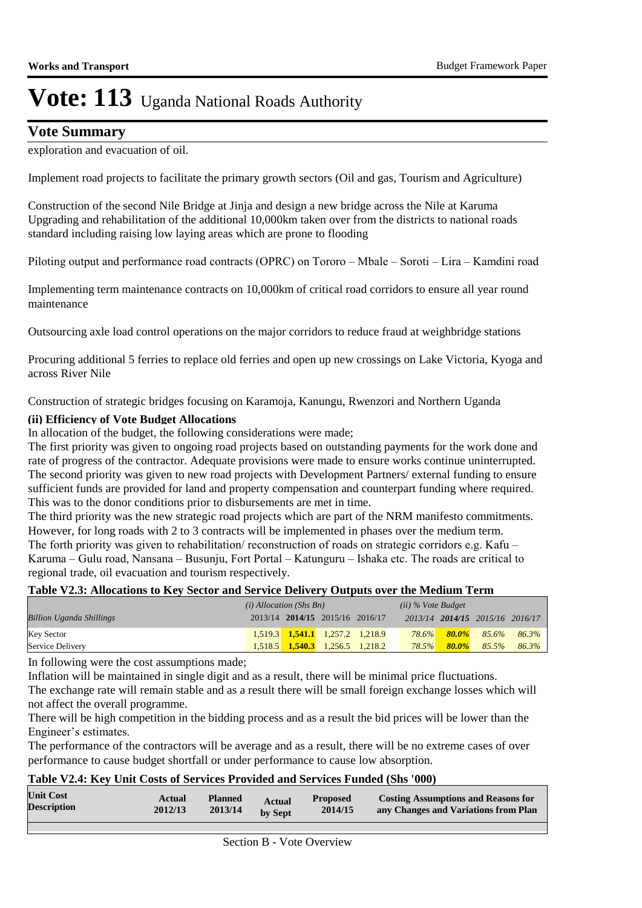# Vote: 113 Uganda National Roads Authority

## Vote Summary

exploration and evacuation of oil.

Implement road projects to facilitate the primary growth sectors (Oil and gas, Tourism and Agriculture)

Construction of the second Nile Bridge at Jinja and design a new bridge across the Nile at Karuma
Upgrading and rehabilitation of the additional 10,000km taken over from the districts to national roads standard including raising low laying areas which are prone to flooding

Piloting output and performance road contracts (OPRC) on Tororo – Mbale – Soroti – Lira – Kamdini road

Implementing term maintenance contracts on 10,000km of critical road corridors to ensure all year round maintenance

Outsourcing axle load control operations on the major corridors to reduce fraud at weighbridge stations

Procuring additional 5 ferries to replace old ferries and open up new crossings on Lake Victoria, Kyoga and across River Nile

Construction of strategic bridges focusing on Karamoja, Kanungu, Rwenzori and Northern Uganda

**(ii) Efficiency of Vote Budget Allocations**

In allocation of the budget, the following considerations were made;
The first priority was given to ongoing road projects based on outstanding payments for the work done and rate of progress of the contractor. Adequate provisions were made to ensure works continue uninterrupted.
The second priority was given to new road projects with Development Partners/ external funding to ensure sufficient funds are provided for land and property compensation and counterpart funding where required. This was to the donor conditions prior to disbursements are met in time.
The third priority was the new strategic road projects which are part of the NRM manifesto commitments. However, for long roads with 2 to 3 contracts will be implemented in phases over the medium term.
The forth priority was given to rehabilitation/ reconstruction of roads on strategic corridors e.g. Kafu – Karuma – Gulu road, Nansana – Busunju, Fort Portal – Katunguru – Ishaka etc. The roads are critical to regional trade, oil evacuation and tourism respectively.

**Table V2.3: Allocations to Key Sector and Service Delivery Outputs over the Medium Term**

| | *(i) Allocation (Shs Bn)* | | | | *(ii) % Vote Budget* | | | |
|---|---|---|---|---|---|---|---|---|
| *Billion Uganda Shillings* | 2013/14 | **2014/15** | 2015/16 | 2016/17 | *2013/14* | ***2014/15*** | *2015/16* | *2016/17* |
| Key Sector | 1,519.3 | **1,541.1** | 1,257.2 | 1,218.9 | *78.6%* | ***80.0%*** | *85.6%* | *86.3%* |
| Service Delivery | 1,518.5 | **1,540.3** | 1,256.5 | 1,218.2 | *78.5%* | ***80.0%*** | *85.5%* | *86.3%* |

In following were the cost assumptions made;
Inflation will be maintained in single digit and as a result, there will be minimal price fluctuations.
The exchange rate will remain stable and as a result there will be small foreign exchange losses which will not affect the overall programme.
There will be high competition in the bidding process and as a result the bid prices will be lower than the Engineer's estimates.
The performance of the contractors will be average and as a result, there will be no extreme cases of over performance to cause budget shortfall or under performance to cause low absorption.

**Table V2.4: Key Unit Costs of Services Provided and Services Funded (Shs '000)**

| Unit Cost Description | Actual 2012/13 | Planned 2013/14 | Actual by Sept | Proposed 2014/15 | Costing Assumptions and Reasons for any Changes and Variations from Plan |
|---|---|---|---|---|---|
| | | | | | |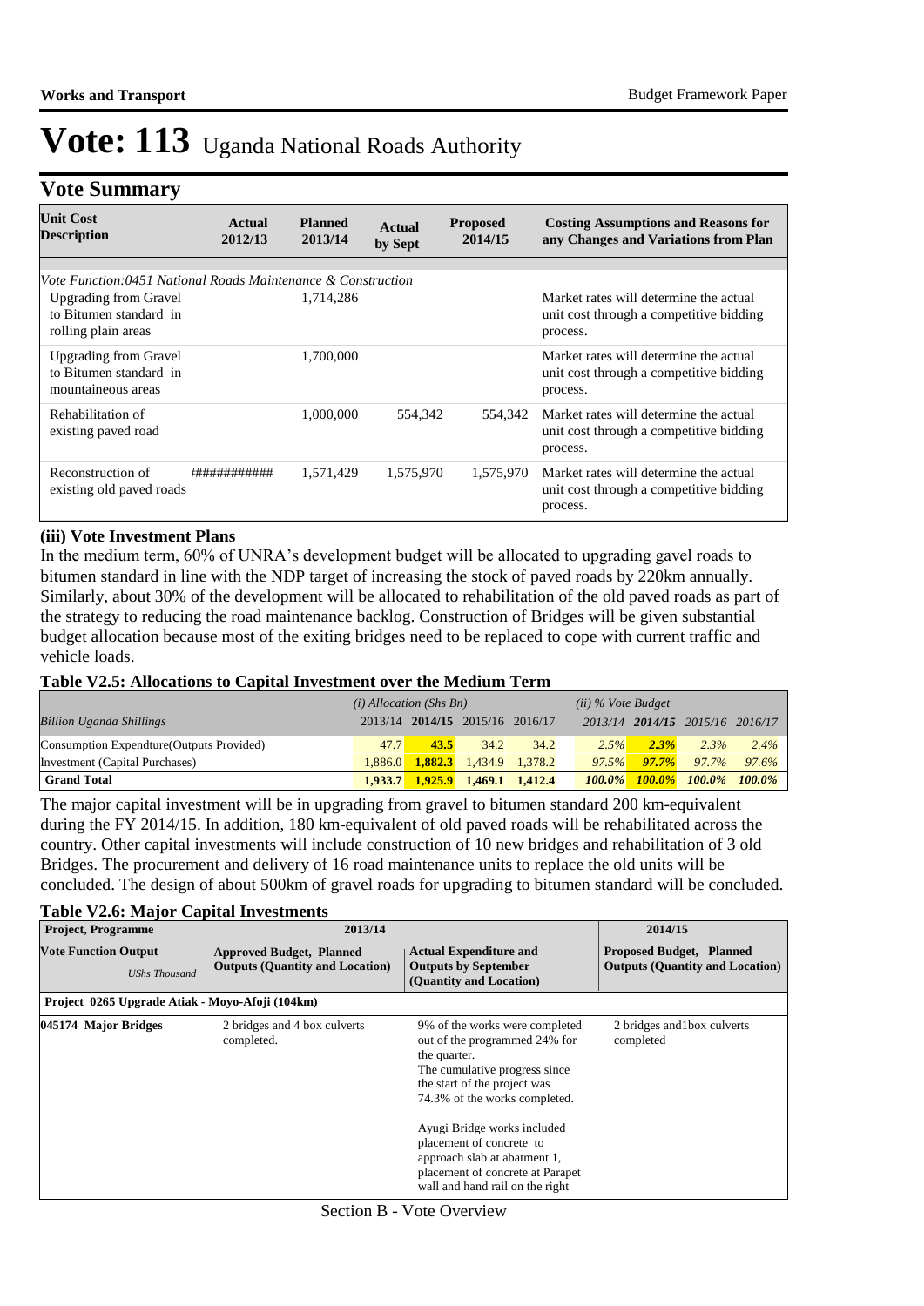# Vote: 113 Uganda National Roads Authority

## Vote Summary

| Unit Cost Description | Actual 2012/13 | Planned 2013/14 | Actual by Sept | Proposed 2014/15 | Costing Assumptions and Reasons for any Changes and Variations from Plan |
|---|---|---|---|---|---|
| *Vote Function:0451 National Roads Maintenance & Construction* | | | | | |
| Upgrading from Gravel to Bitumen standard in rolling plain areas | | 1,714,286 | | | Market rates will determine the actual unit cost through a competitive bidding process. |
| Upgrading from Gravel to Bitumen standard in mountaineous areas | | 1,700,000 | | | Market rates will determine the actual unit cost through a competitive bidding process. |
| Rehabilitation of existing paved road | | 1,000,000 | 554,342 | 554,342 | Market rates will determine the actual unit cost through a competitive bidding process. |
| Reconstruction of existing old paved roads | ########### | 1,571,429 | 1,575,970 | 1,575,970 | Market rates will determine the actual unit cost through a competitive bidding process. |

### (iii) Vote Investment Plans

In the medium term, 60% of UNRA's development budget will be allocated to upgrading gavel roads to bitumen standard in line with the NDP target of increasing the stock of paved roads by 220km annually. Similarly, about 30% of the development will be allocated to rehabilitation of the old paved roads as part of the strategy to reducing the road maintenance backlog. Construction of Bridges will be given substantial budget allocation because most of the exiting bridges need to be replaced to cope with current traffic and vehicle loads.

**Table V2.5: Allocations to Capital Investment over the Medium Term**

| | *(i) Allocation (Shs Bn)* | | | | *(ii) % Vote Budget* | | | |
|---|---|---|---|---|---|---|---|---|
| *Billion Uganda Shillings* | 2013/14 | **2014/15** | 2015/16 | 2016/17 | *2013/14* | ***2014/15*** | *2015/16* | *2016/17* |
| Consumption Expendture(Outputs Provided) | 47.7 | **43.5** | 34.2 | 34.2 | *2.5%* | ***2.3%*** | *2.3%* | *2.4%* |
| Investment (Capital Purchases) | 1,886.0 | **1,882.3** | 1,434.9 | 1,378.2 | *97.5%* | ***97.7%*** | *97.7%* | *97.6%* |
| **Grand Total** | **1,933.7** | **1,925.9** | **1,469.1** | **1,412.4** | ***100.0%*** | ***100.0%*** | ***100.0%*** | ***100.0%*** |

The major capital investment will be in upgrading from gravel to bitumen standard 200 km-equivalent during the FY 2014/15. In addition, 180 km-equivalent of old paved roads will be rehabilitated across the country. Other capital investments will include construction of 10 new bridges and rehabilitation of 3 old Bridges. The procurement and delivery of 16 road maintenance units to replace the old units will be concluded. The design of about 500km of gravel roads for upgrading to bitumen standard will be concluded.

**Table V2.6: Major Capital Investments**

| Project, Programme | 2013/14 | | 2014/15 |
|---|---|---|---|
| **Vote Function Output** *UShs Thousand* | **Approved Budget, Planned Outputs (Quantity and Location)** | **Actual Expenditure and Outputs by September (Quantity and Location)** | **Proposed Budget, Planned Outputs (Quantity and Location)** |
| **Project 0265 Upgrade Atiak - Moyo-Afoji (104km)** | | | |
| **045174 Major Bridges** | 2 bridges and 4 box culverts completed. | 9% of the works were completed out of the programmed 24% for the quarter.<br>The cumulative progress since the start of the project was 74.3% of the works completed.<br><br>Ayugi Bridge works included placement of concrete to approach slab at abatment 1, placement of concrete at Parapet wall and hand rail on the right | 2 bridges and1box culverts completed |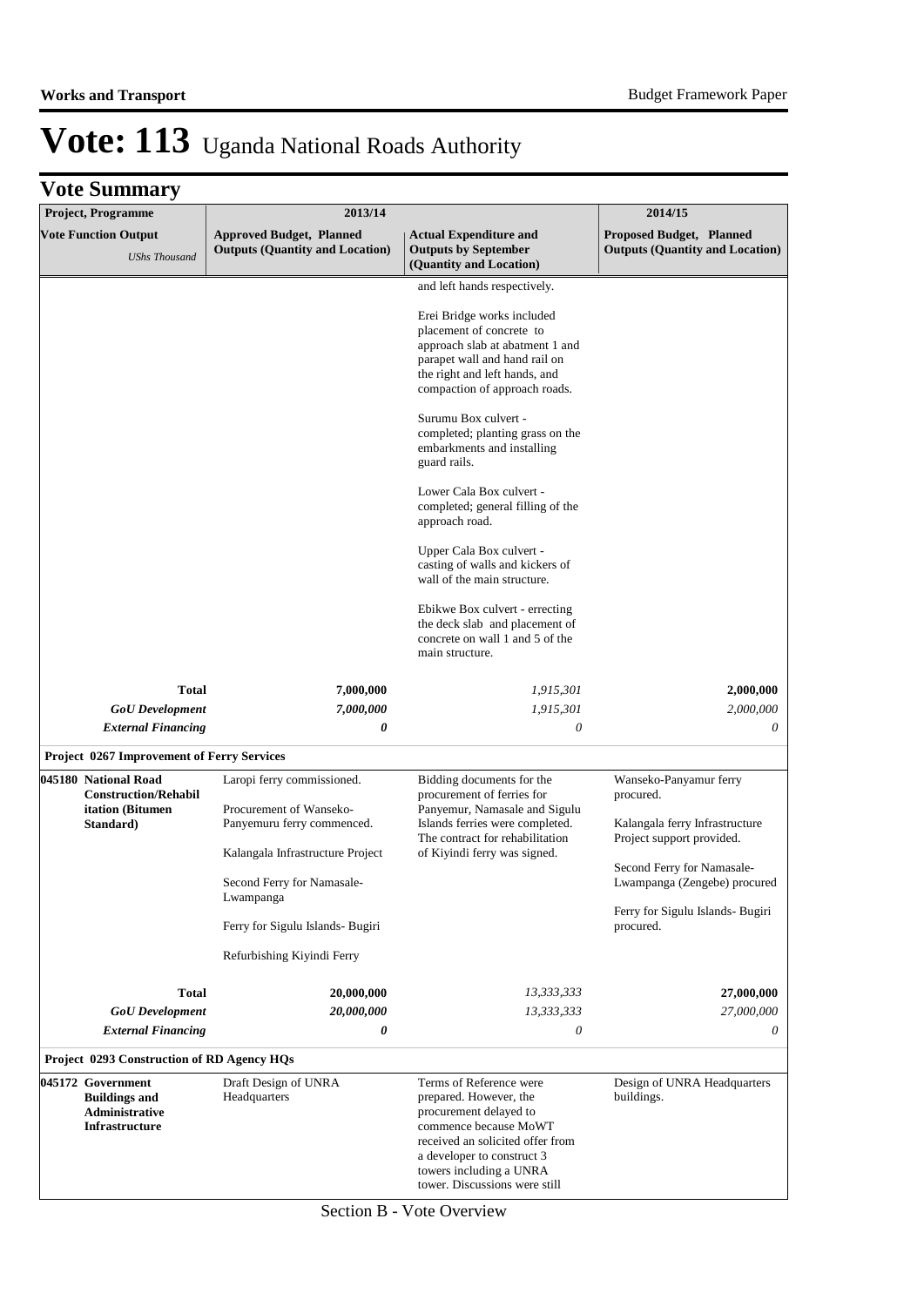# Vote: 113 Uganda National Roads Authority

## Vote Summary

| Project, Programme | 2013/14 | | 2014/15 |
|---|---|---|---|
| **Vote Function Output** *UShs Thousand* | **Approved Budget, Planned Outputs (Quantity and Location)** | **Actual Expenditure and Outputs by September (Quantity and Location)** | **Proposed Budget, Planned Outputs (Quantity and Location)** |
| | | and left hands respectively.<br><br>Erei Bridge works included placement of concrete to approach slab at abatment 1 and parapet wall and hand rail on the right and left hands, and compaction of approach roads.<br><br>Surumu Box culvert - completed; planting grass on the embarkments and installing guard rails.<br><br>Lower Cala Box culvert - completed; general filling of the approach road.<br><br>Upper Cala Box culvert - casting of walls and kickers of wall of the main structure.<br><br>Ebikwe Box culvert - errecting the deck slab and placement of concrete on wall 1 and 5 of the main structure. | |
| **Total** | **7,000,000** | *1,915,301* | **2,000,000** |
| ***GoU Development*** | ***7,000,000*** | *1,915,301* | *2,000,000* |
| ***External Financing*** | ***0*** | *0* | *0* |
| **Project 0267 Improvement of Ferry Services** | | | |
| **045180 National Road Construction/Rehabilitation (Bitumen Standard)** | Laropi ferry commissioned.<br><br>Procurement of Wanseko-Panyemuru ferry commenced.<br><br>Kalangala Infrastructure Project<br><br>Second Ferry for Namasale-Lwampanga<br><br>Ferry for Sigulu Islands- Bugiri<br><br>Refurbishing Kiyindi Ferry | Bidding documents for the procurement of ferries for Panyemur, Namasale and Sigulu Islands ferries were completed. The contract for rehabilitation of Kiyindi ferry was signed. | Wanseko-Panyamur ferry procured.<br><br>Kalangala ferry Infrastructure Project support provided.<br><br>Second Ferry for Namasale-Lwampanga (Zengebe) procured<br><br>Ferry for Sigulu Islands- Bugiri procured. |
| **Total** | **20,000,000** | *13,333,333* | **27,000,000** |
| ***GoU Development*** | ***20,000,000*** | *13,333,333* | *27,000,000* |
| ***External Financing*** | ***0*** | *0* | *0* |
| **Project 0293 Construction of RD Agency HQs** | | | |
| **045172 Government Buildings and Administrative Infrastructure** | Draft Design of UNRA Headquarters | Terms of Reference were prepared. However, the procurement delayed to commence because MoWT received an solicited offer from a developer to construct 3 towers including a UNRA tower. Discussions were still | Design of UNRA Headquarters buildings. |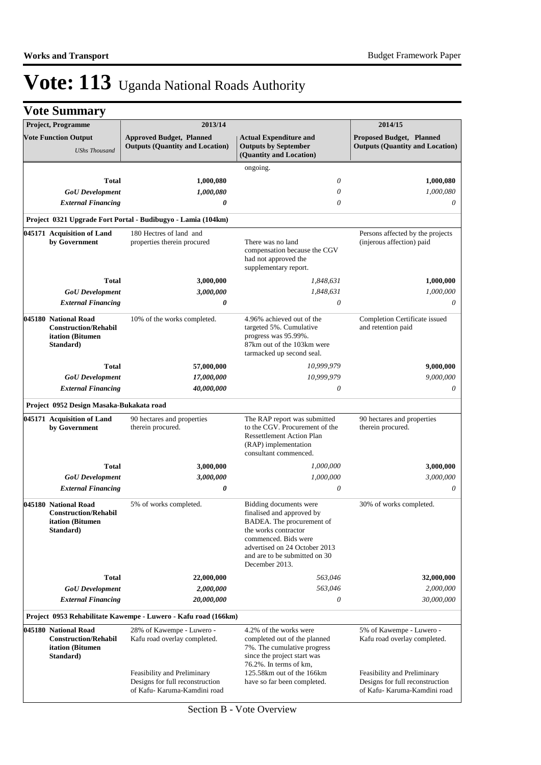# Vote: 113 Uganda National Roads Authority

## Vote Summary

| Project, Programme<br>Vote Function Output<br>*UShs Thousand* | 2013/14<br>Approved Budget, Planned Outputs (Quantity and Location) | Actual Expenditure and Outputs by September (Quantity and Location) | 2014/15<br>Proposed Budget, Planned Outputs (Quantity and Location) |
|---|---|---|---|
| | | ongoing. | |
| **Total** | **1,000,080** | *0* | **1,000,080** |
| ***GoU Development*** | ***1,000,080*** | *0* | *1,000,080* |
| ***External Financing*** | ***0*** | *0* | *0* |
| **Project 0321 Upgrade Fort Portal - Budibugyo - Lamia (104km)** | | | |
| **045171 Acquisition of Land by Government** | 180 Hectres of land and properties therein procured | There was no land compensation because the CGV had not approved the supplementary report. | Persons affected by the projects (injerous affection) paid |
| **Total** | **3,000,000** | *1,848,631* | **1,000,000** |
| ***GoU Development*** | ***3,000,000*** | *1,848,631* | *1,000,000* |
| ***External Financing*** | ***0*** | *0* | *0* |
| **045180 National Road Construction/Rehabilitation (Bitumen Standard)** | 10% of the works completed. | 4.96% achieved out of the targeted 5%. Cumulative progress was 95.99%. 87km out of the 103km were tarmacked up second seal. | Completion Certificate issued and retention paid |
| **Total** | **57,000,000** | *10,999,979* | **9,000,000** |
| ***GoU Development*** | ***17,000,000*** | *10,999,979* | *9,000,000* |
| ***External Financing*** | ***40,000,000*** | *0* | *0* |
| **Project 0952 Design Masaka-Bukakata road** | | | |
| **045171 Acquisition of Land by Government** | 90 hectares and properties therein procured. | The RAP report was submitted to the CGV. Procurement of the Ressettlement Action Plan (RAP) implementation consultant commenced. | 90 hectares and properties therein procured. |
| **Total** | **3,000,000** | *1,000,000* | **3,000,000** |
| ***GoU Development*** | ***3,000,000*** | *1,000,000* | *3,000,000* |
| ***External Financing*** | ***0*** | *0* | *0* |
| **045180 National Road Construction/Rehabilitation (Bitumen Standard)** | 5% of works completed. | Bidding documents were finalised and approved by BADEA. The procurement of the works contractor commenced. Bids were advertised on 24 October 2013 and are to be submitted on 30 December 2013. | 30% of works completed. |
| **Total** | **22,000,000** | *563,046* | **32,000,000** |
| ***GoU Development*** | ***2,000,000*** | *563,046* | *2,000,000* |
| ***External Financing*** | ***20,000,000*** | *0* | *30,000,000* |
| **Project 0953 Rehabilitate Kawempe - Luwero - Kafu road (166km)** | | | |
| **045180 National Road Construction/Rehabilitation (Bitumen Standard)** | 28% of Kawempe - Luwero - Kafu road overlay completed.<br><br>Feasibility and Preliminary Designs for full reconstruction of Kafu- Karuma-Kamdini road | 4.2% of the works were completed out of the planned 7%. The cumulative progress since the project start was 76.2%. In terms of km, 125.58km out of the 166km have so far been completed. | 5% of Kawempe - Luwero - Kafu road overlay completed.<br><br>Feasibility and Preliminary Designs for full reconstruction of Kafu- Karuma-Kamdini road |

Section B - Vote Overview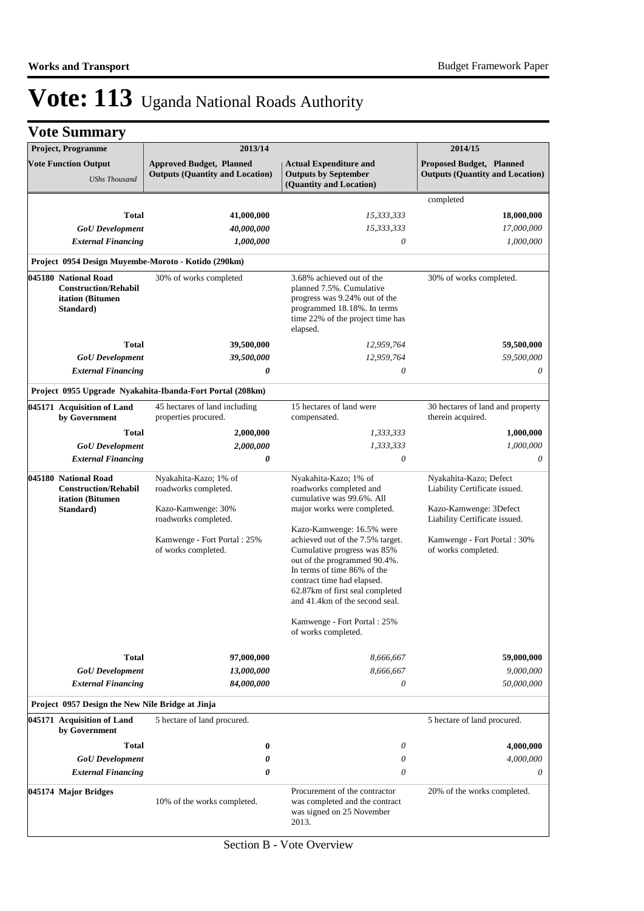# Vote: 113 Uganda National Roads Authority

## Vote Summary

| Project, Programme | 2013/14 | | 2014/15 |
|---|---|---|---|
| **Vote Function Output** *UShs Thousand* | **Approved Budget, Planned Outputs (Quantity and Location)** | **Actual Expenditure and Outputs by September (Quantity and Location)** | **Proposed Budget, Planned Outputs (Quantity and Location)** |
| | | | completed |
| **Total** | **41,000,000** | *15,333,333* | **18,000,000** |
| ***GoU Development*** | ***40,000,000*** | *15,333,333* | *17,000,000* |
| ***External Financing*** | ***1,000,000*** | *0* | *1,000,000* |
| **Project 0954 Design Muyembe-Moroto - Kotido (290km)** | | | |
| **045180 National Road Construction/Rehabilitation (Bitumen Standard)** | 30% of works completed | 3.68% achieved out of the planned 7.5%. Cumulative progress was 9.24% out of the programmed 18.18%. In terms time 22% of the project time has elapsed. | 30% of works completed. |
| **Total** | **39,500,000** | *12,959,764* | **59,500,000** |
| ***GoU Development*** | ***39,500,000*** | *12,959,764* | *59,500,000* |
| ***External Financing*** | ***0*** | *0* | *0* |
| **Project 0955 Upgrade Nyakahita-Ibanda-Fort Portal (208km)** | | | |
| **045171 Acquisition of Land by Government** | 45 hectares of land including properties procured. | 15 hectares of land were compensated. | 30 hectares of land and property therein acquired. |
| **Total** | **2,000,000** | *1,333,333* | **1,000,000** |
| ***GoU Development*** | ***2,000,000*** | *1,333,333* | *1,000,000* |
| ***External Financing*** | ***0*** | *0* | *0* |
| **045180 National Road Construction/Rehabilitation (Bitumen Standard)** | Nyakahita-Kazo; 1% of roadworks completed.<br><br>Kazo-Kamwenge: 30% roadworks completed.<br><br>Kamwenge - Fort Portal : 25% of works completed. | Nyakahita-Kazo; 1% of roadworks completed and cumulative was 99.6%. All major works were completed.<br><br>Kazo-Kamwenge: 16.5% were achieved out of the 7.5% target. Cumulative progress was 85% out of the programmed 90.4%. In terms of time 86% of the contract time had elapsed. 62.87km of first seal completed and 41.4km of the second seal.<br><br>Kamwenge - Fort Portal : 25% of works completed. | Nyakahita-Kazo; Defect Liability Certificate issued.<br><br>Kazo-Kamwenge: 3Defect Liability Certificate issued.<br><br>Kamwenge - Fort Portal : 30% of works completed. |
| **Total** | **97,000,000** | *8,666,667* | **59,000,000** |
| ***GoU Development*** | ***13,000,000*** | *8,666,667* | *9,000,000* |
| ***External Financing*** | ***84,000,000*** | *0* | *50,000,000* |
| **Project 0957 Design the New Nile Bridge at Jinja** | | | |
| **045171 Acquisition of Land by Government** | 5 hectare of land procured. | | 5 hectare of land procured. |
| **Total** | **0** | *0* | **4,000,000** |
| ***GoU Development*** | ***0*** | *0* | *4,000,000* |
| ***External Financing*** | ***0*** | *0* | *0* |
| **045174 Major Bridges** | 10% of the works completed. | Procurement of the contractor was completed and the contract was signed on 25 November 2013. | 20% of the works completed. |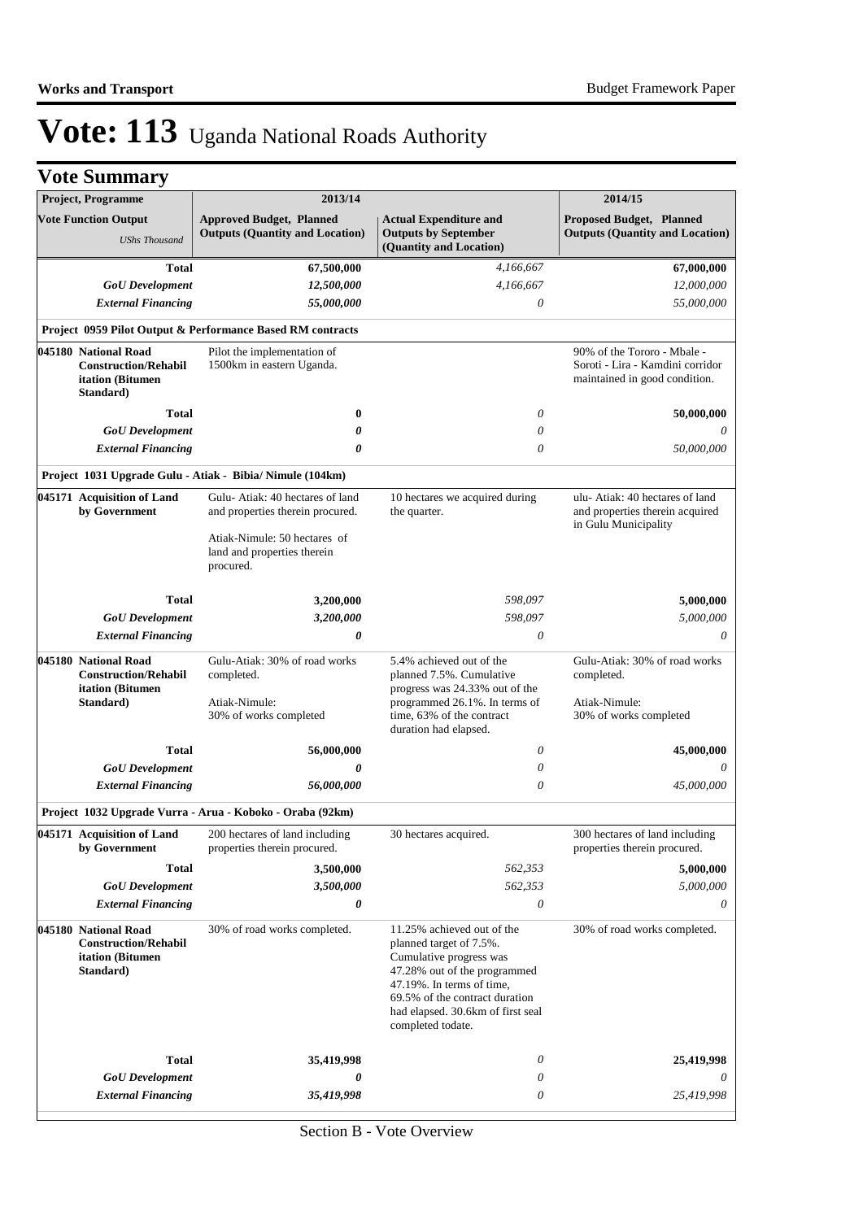# Vote: 113 Uganda National Roads Authority

## Vote Summary

| Project, Programme<br>Vote Function Output<br>*UShs Thousand* | 2013/14<br>Approved Budget, Planned Outputs (Quantity and Location) | 2013/14<br>Actual Expenditure and Outputs by September (Quantity and Location) | 2014/15<br>Proposed Budget, Planned Outputs (Quantity and Location) |
|---|---|---|---|
| **Total** | **67,500,000** | *4,166,667* | **67,000,000** |
| ***GoU Development*** | ***12,500,000*** | *4,166,667* | *12,000,000* |
| ***External Financing*** | ***55,000,000*** | *0* | *55,000,000* |
| **Project 0959 Pilot Output & Performance Based RM contracts** | | | |
| **045180 National Road Construction/Rehabilitation (Bitumen Standard)** | Pilot the implementation of 1500km in eastern Uganda. | | 90% of the Tororo - Mbale - Soroti - Lira - Kamdini corridor maintained in good condition. |
| **Total** | **0** | *0* | **50,000,000** |
| ***GoU Development*** | ***0*** | *0* | *0* |
| ***External Financing*** | ***0*** | *0* | *50,000,000* |
| **Project 1031 Upgrade Gulu - Atiak - Bibia/ Nimule (104km)** | | | |
| **045171 Acquisition of Land by Government** | Gulu- Atiak: 40 hectares of land and properties therein procured.<br><br>Atiak-Nimule: 50 hectares of land and properties therein procured. | 10 hectares we acquired during the quarter. | ulu- Atiak: 40 hectares of land and properties therein acquired in Gulu Municipality |
| **Total** | **3,200,000** | *598,097* | **5,000,000** |
| ***GoU Development*** | ***3,200,000*** | *598,097* | *5,000,000* |
| ***External Financing*** | ***0*** | *0* | *0* |
| **045180 National Road Construction/Rehabilitation (Bitumen Standard)** | Gulu-Atiak: 30% of road works completed.<br><br>Atiak-Nimule:<br>30% of works completed | 5.4% achieved out of the planned 7.5%. Cumulative progress was 24.33% out of the programmed 26.1%. In terms of time, 63% of the contract duration had elapsed. | Gulu-Atiak: 30% of road works completed.<br><br>Atiak-Nimule:<br>30% of works completed |
| **Total** | **56,000,000** | *0* | **45,000,000** |
| ***GoU Development*** | ***0*** | *0* | *0* |
| ***External Financing*** | ***56,000,000*** | *0* | *45,000,000* |
| **Project 1032 Upgrade Vurra - Arua - Koboko - Oraba (92km)** | | | |
| **045171 Acquisition of Land by Government** | 200 hectares of land including properties therein procured. | 30 hectares acquired. | 300 hectares of land including properties therein procured. |
| **Total** | **3,500,000** | *562,353* | **5,000,000** |
| ***GoU Development*** | ***3,500,000*** | *562,353* | *5,000,000* |
| ***External Financing*** | ***0*** | *0* | *0* |
| **045180 National Road Construction/Rehabilitation (Bitumen Standard)** | 30% of road works completed. | 11.25% achieved out of the planned target of 7.5%. Cumulative progress was 47.28% out of the programmed 47.19%. In terms of time, 69.5% of the contract duration had elapsed. 30.6km of first seal completed todate. | 30% of road works completed. |
| **Total** | **35,419,998** | *0* | **25,419,998** |
| ***GoU Development*** | ***0*** | *0* | *0* |
| ***External Financing*** | ***35,419,998*** | *0* | *25,419,998* |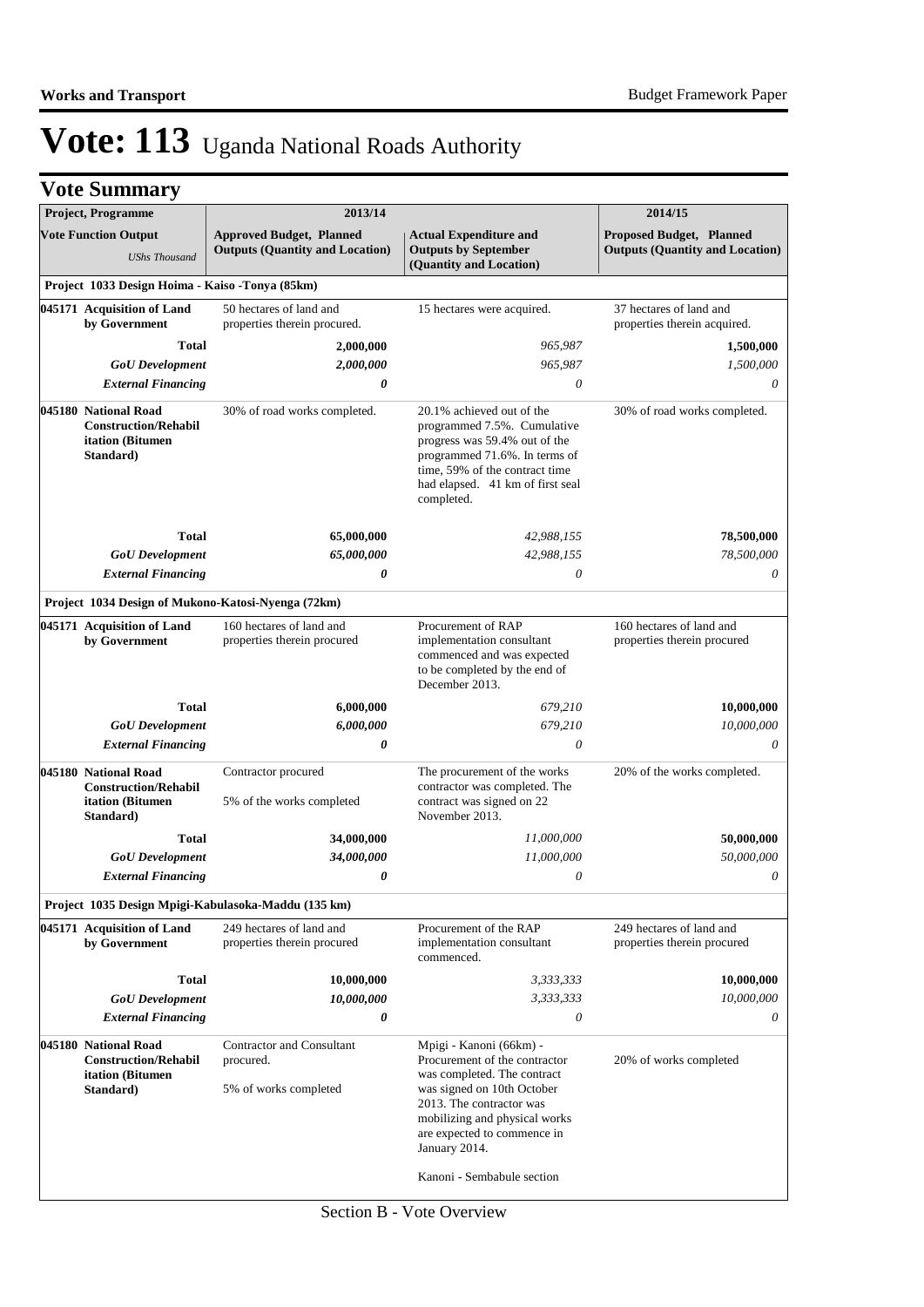# Vote: 113 Uganda National Roads Authority

## Vote Summary

| Project, Programme | 2013/14 | | 2014/15 |
|---|---|---|---|
| **Vote Function Output** *UShs Thousand* | **Approved Budget, Planned Outputs (Quantity and Location)** | **Actual Expenditure and Outputs by September (Quantity and Location)** | **Proposed Budget, Planned Outputs (Quantity and Location)** |
| **Project 1033 Design Hoima - Kaiso -Tonya (85km)** | | | |
| **045171 Acquisition of Land by Government** | 50 hectares of land and properties therein procured. | 15 hectares were acquired. | 37 hectares of land and properties therein acquired. |
| **Total** | **2,000,000** | *965,987* | **1,500,000** |
| ***GoU Development*** | ***2,000,000*** | *965,987* | *1,500,000* |
| ***External Financing*** | ***0*** | *0* | *0* |
| **045180 National Road Construction/Rehabilitation (Bitumen Standard)** | 30% of road works completed. | 20.1% achieved out of the programmed 7.5%. Cumulative progress was 59.4% out of the programmed 71.6%. In terms of time, 59% of the contract time had elapsed. 41 km of first seal completed. | 30% of road works completed. |
| **Total** | **65,000,000** | *42,988,155* | **78,500,000** |
| ***GoU Development*** | ***65,000,000*** | *42,988,155* | *78,500,000* |
| ***External Financing*** | ***0*** | *0* | *0* |
| **Project 1034 Design of Mukono-Katosi-Nyenga (72km)** | | | |
| **045171 Acquisition of Land by Government** | 160 hectares of land and properties therein procured | Procurement of RAP implementation consultant commenced and was expected to be completed by the end of December 2013. | 160 hectares of land and properties therein procured |
| **Total** | **6,000,000** | *679,210* | **10,000,000** |
| ***GoU Development*** | ***6,000,000*** | *679,210* | *10,000,000* |
| ***External Financing*** | ***0*** | *0* | *0* |
| **045180 National Road Construction/Rehabilitation (Bitumen Standard)** | Contractor procured<br><br>5% of the works completed | The procurement of the works contractor was completed. The contract was signed on 22 November 2013. | 20% of the works completed. |
| **Total** | **34,000,000** | *11,000,000* | **50,000,000** |
| ***GoU Development*** | ***34,000,000*** | *11,000,000* | *50,000,000* |
| ***External Financing*** | ***0*** | *0* | *0* |
| **Project 1035 Design Mpigi-Kabulasoka-Maddu (135 km)** | | | |
| **045171 Acquisition of Land by Government** | 249 hectares of land and properties therein procured | Procurement of the RAP implementation consultant commenced. | 249 hectares of land and properties therein procured |
| **Total** | **10,000,000** | *3,333,333* | **10,000,000** |
| ***GoU Development*** | ***10,000,000*** | *3,333,333* | *10,000,000* |
| ***External Financing*** | ***0*** | *0* | *0* |
| **045180 National Road Construction/Rehabilitation (Bitumen Standard)** | Contractor and Consultant procured.<br><br>5% of works completed | Mpigi - Kanoni (66km) - Procurement of the contractor was completed. The contract was signed on 10th October 2013. The contractor was mobilizing and physical works are expected to commence in January 2014.<br><br>Kanoni - Sembabule section | 20% of works completed |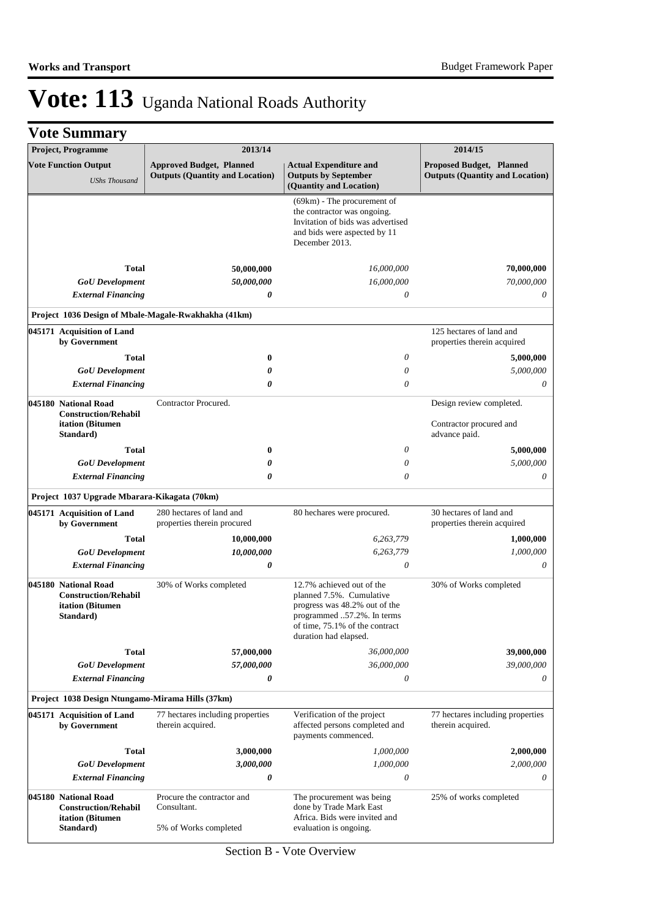# Vote: 113 Uganda National Roads Authority

## Vote Summary

| Project, Programme | 2013/14 | | 2014/15 |
|---|---|---|---|
| **Vote Function Output** *UShs Thousand* | **Approved Budget, Planned Outputs (Quantity and Location)** | **Actual Expenditure and Outputs by September (Quantity and Location)** | **Proposed Budget, Planned Outputs (Quantity and Location)** |
| | | (69km) - The procurement of the contractor was ongoing. Invitation of bids was advertised and bids were aspected by 11 December 2013. | |
| **Total** | **50,000,000** | *16,000,000* | **70,000,000** |
| ***GoU Development*** | ***50,000,000*** | *16,000,000* | *70,000,000* |
| ***External Financing*** | ***0*** | *0* | *0* |
| **Project 1036 Design of Mbale-Magale-Rwakhakha (41km)** | | | |
| **045171 Acquisition of Land by Government** | | | 125 hectares of land and properties therein acquired |
| **Total** | **0** | *0* | **5,000,000** |
| ***GoU Development*** | ***0*** | *0* | *5,000,000* |
| ***External Financing*** | ***0*** | *0* | *0* |
| **045180 National Road Construction/Rehabilitation (Bitumen Standard)** | Contractor Procured. | | Design review completed.<br><br>Contractor procured and advance paid. |
| **Total** | **0** | *0* | **5,000,000** |
| ***GoU Development*** | ***0*** | *0* | *5,000,000* |
| ***External Financing*** | ***0*** | *0* | *0* |
| **Project 1037 Upgrade Mbarara-Kikagata (70km)** | | | |
| **045171 Acquisition of Land by Government** | 280 hectares of land and properties therein procured | 80 hechares were procured. | 30 hectares of land and properties therein acquired |
| **Total** | **10,000,000** | *6,263,779* | **1,000,000** |
| ***GoU Development*** | ***10,000,000*** | *6,263,779* | *1,000,000* |
| ***External Financing*** | ***0*** | *0* | *0* |
| **045180 National Road Construction/Rehabilitation (Bitumen Standard)** | 30% of Works completed | 12.7% achieved out of the planned 7.5%. Cumulative progress was 48.2% out of the programmed ..57.2%. In terms of time, 75.1% of the contract duration had elapsed. | 30% of Works completed |
| **Total** | **57,000,000** | *36,000,000* | **39,000,000** |
| ***GoU Development*** | ***57,000,000*** | *36,000,000* | *39,000,000* |
| ***External Financing*** | ***0*** | *0* | *0* |
| **Project 1038 Design Ntungamo-Mirama Hills (37km)** | | | |
| **045171 Acquisition of Land by Government** | 77 hectares including properties therein acquired. | Verification of the project affected persons completed and payments commenced. | 77 hectares including properties therein acquired. |
| **Total** | **3,000,000** | *1,000,000* | **2,000,000** |
| ***GoU Development*** | ***3,000,000*** | *1,000,000* | *2,000,000* |
| ***External Financing*** | ***0*** | *0* | *0* |
| **045180 National Road Construction/Rehabilitation (Bitumen Standard)** | Procure the contractor and Consultant.<br><br>5% of Works completed | The procurement was being done by Trade Mark East Africa. Bids were invited and evaluation is ongoing. | 25% of works completed |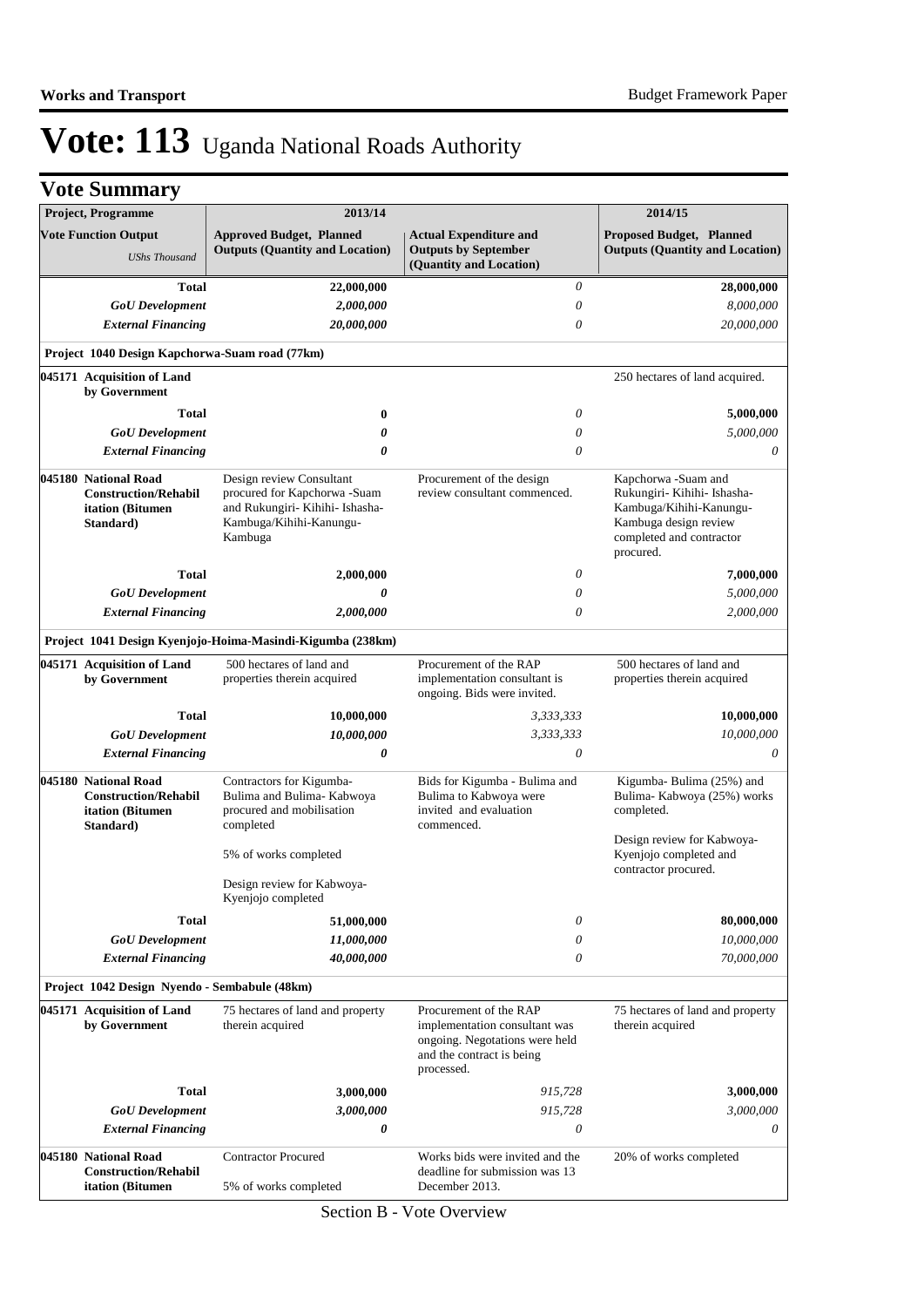# Vote: 113 Uganda National Roads Authority

## Vote Summary

| Project, Programme | 2013/14 | | 2014/15 |
|---|---|---|---|
| **Vote Function Output** *UShs Thousand* | **Approved Budget, Planned Outputs (Quantity and Location)** | **Actual Expenditure and Outputs by September (Quantity and Location)** | **Proposed Budget, Planned Outputs (Quantity and Location)** |
| **Total** | **22,000,000** | *0* | **28,000,000** |
| ***GoU Development*** | ***2,000,000*** | *0* | *8,000,000* |
| ***External Financing*** | ***20,000,000*** | *0* | *20,000,000* |
| **Project 1040 Design Kapchorwa-Suam road (77km)** | | | |
| **045171 Acquisition of Land by Government** | | | 250 hectares of land acquired. |
| **Total** | **0** | *0* | **5,000,000** |
| ***GoU Development*** | ***0*** | *0* | *5,000,000* |
| ***External Financing*** | ***0*** | *0* | *0* |
| **045180 National Road Construction/Rehabilitation (Bitumen Standard)** | Design review Consultant procured for Kapchorwa -Suam and Rukungiri- Kihihi- Ishasha-Kambuga/Kihihi-Kanungu-Kambuga | Procurement of the design review consultant commenced. | Kapchorwa -Suam and Rukungiri- Kihihi- Ishasha-Kambuga/Kihihi-Kanungu-Kambuga design review completed and contractor procured. |
| **Total** | **2,000,000** | *0* | **7,000,000** |
| ***GoU Development*** | ***0*** | *0* | *5,000,000* |
| ***External Financing*** | ***2,000,000*** | *0* | *2,000,000* |
| **Project 1041 Design Kyenjojo-Hoima-Masindi-Kigumba (238km)** | | | |
| **045171 Acquisition of Land by Government** | 500 hectares of land and properties therein acquired | Procurement of the RAP implementation consultant is ongoing. Bids were invited. | 500 hectares of land and properties therein acquired |
| **Total** | **10,000,000** | *3,333,333* | **10,000,000** |
| ***GoU Development*** | ***10,000,000*** | *3,333,333* | *10,000,000* |
| ***External Financing*** | ***0*** | *0* | *0* |
| **045180 National Road Construction/Rehabilitation (Bitumen Standard)** | Contractors for Kigumba-Bulima and Bulima- Kabwoya procured and mobilisation completed<br><br>5% of works completed<br><br>Design review for Kabwoya-Kyenjojo completed | Bids for Kigumba - Bulima and Bulima to Kabwoya were invited and evaluation commenced. | Kigumba- Bulima (25%) and Bulima- Kabwoya (25%) works completed.<br><br>Design review for Kabwoya-Kyenjojo completed and contractor procured. |
| **Total** | **51,000,000** | *0* | **80,000,000** |
| ***GoU Development*** | ***11,000,000*** | *0* | *10,000,000* |
| ***External Financing*** | ***40,000,000*** | *0* | *70,000,000* |
| **Project 1042 Design Nyendo - Sembabule (48km)** | | | |
| **045171 Acquisition of Land by Government** | 75 hectares of land and property therein acquired | Procurement of the RAP implementation consultant was ongoing. Negotations were held and the contract is being processed. | 75 hectares of land and property therein acquired |
| **Total** | **3,000,000** | *915,728* | **3,000,000** |
| ***GoU Development*** | ***3,000,000*** | *915,728* | *3,000,000* |
| ***External Financing*** | ***0*** | *0* | *0* |
| **045180 National Road Construction/Rehabilitation (Bitumen** | Contractor Procured<br><br>5% of works completed | Works bids were invited and the deadline for submission was 13 December 2013. | 20% of works completed |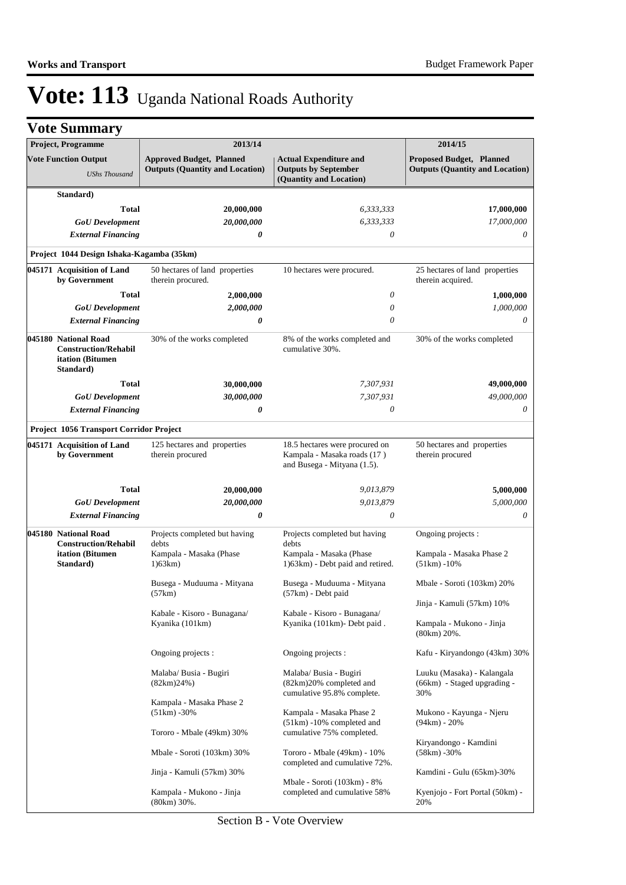# Vote: 113 Uganda National Roads Authority

## Vote Summary

| Project, Programme<br>Vote Function Output<br>*UShs Thousand* | 2013/14<br>Approved Budget, Planned Outputs (Quantity and Location) | 2013/14<br>Actual Expenditure and Outputs by September (Quantity and Location) | 2014/15<br>Proposed Budget, Planned Outputs (Quantity and Location) |
|---|---|---|---|
| Standard) | | | |
| **Total** | **20,000,000** | *6,333,333* | **17,000,000** |
| ***GoU Development*** | ***20,000,000*** | *6,333,333* | *17,000,000* |
| ***External Financing*** | ***0*** | *0* | *0* |
| **Project 1044 Design Ishaka-Kagamba (35km)** | | | |
| **045171 Acquisition of Land by Government** | 50 hectares of land properties therein procured. | 10 hectares were procured. | 25 hectares of land properties therein acquired. |
| **Total** | **2,000,000** | *0* | **1,000,000** |
| ***GoU Development*** | ***2,000,000*** | *0* | *1,000,000* |
| ***External Financing*** | ***0*** | *0* | *0* |
| **045180 National Road Construction/Rehabilitation (Bitumen Standard)** | 30% of the works completed | 8% of the works completed and cumulative 30%. | 30% of the works completed |
| **Total** | **30,000,000** | *7,307,931* | **49,000,000** |
| ***GoU Development*** | ***30,000,000*** | *7,307,931* | *49,000,000* |
| ***External Financing*** | ***0*** | *0* | *0* |
| **Project 1056 Transport Corridor Project** | | | |
| **045171 Acquisition of Land by Government** | 125 hectares and properties therein procured | 18.5 hectares were procured on Kampala - Masaka roads (17 ) and Busega - Mityana (1.5). | 50 hectares and properties therein procured |
| **Total** | **20,000,000** | *9,013,879* | **5,000,000** |
| ***GoU Development*** | ***20,000,000*** | *9,013,879* | *5,000,000* |
| ***External Financing*** | ***0*** | *0* | *0* |
| **045180 National Road Construction/Rehabilitation (Bitumen Standard)** | Projects completed but having debts<br>Kampala - Masaka (Phase 1)63km)<br><br>Busega - Muduuma - Mityana (57km)<br><br>Kabale - Kisoro - Bunagana/ Kyanika (101km)<br><br>Ongoing projects :<br><br>Malaba/ Busia - Bugiri (82km)24%)<br><br>Kampala - Masaka Phase 2 (51km) -30%<br><br>Tororo - Mbale (49km) 30%<br><br>Mbale - Soroti (103km) 30%<br><br>Jinja - Kamuli (57km) 30%<br><br>Kampala - Mukono - Jinja (80km) 30%. | Projects completed but having debts<br>Kampala - Masaka (Phase 1)63km) - Debt paid and retired.<br><br>Busega - Muduuma - Mityana (57km) - Debt paid<br><br>Kabale - Kisoro - Bunagana/ Kyanika (101km)- Debt paid .<br><br>Ongoing projects :<br><br>Malaba/ Busia - Bugiri (82km)20% completed and cumulative 95.8% complete.<br><br>Kampala - Masaka Phase 2 (51km) -10% completed and cumulative 75% completed.<br><br>Tororo - Mbale (49km) - 10% completed and cumulative 72%.<br><br>Mbale - Soroti (103km) - 8% completed and cumulative 58% | Ongoing projects :<br><br>Kampala - Masaka Phase 2 (51km) -10%<br><br>Mbale - Soroti (103km) 20%<br><br>Jinja - Kamuli (57km) 10%<br><br>Kampala - Mukono - Jinja (80km) 20%.<br><br>Kafu - Kiryandongo (43km) 30%<br><br>Luuku (Masaka) - Kalangala (66km) - Staged upgrading - 30%<br><br>Mukono - Kayunga - Njeru (94km) - 20%<br><br>Kiryandongo - Kamdini (58km) -30%<br><br>Kamdini - Gulu (65km)-30%<br><br>Kyenjojo - Fort Portal (50km) - 20% |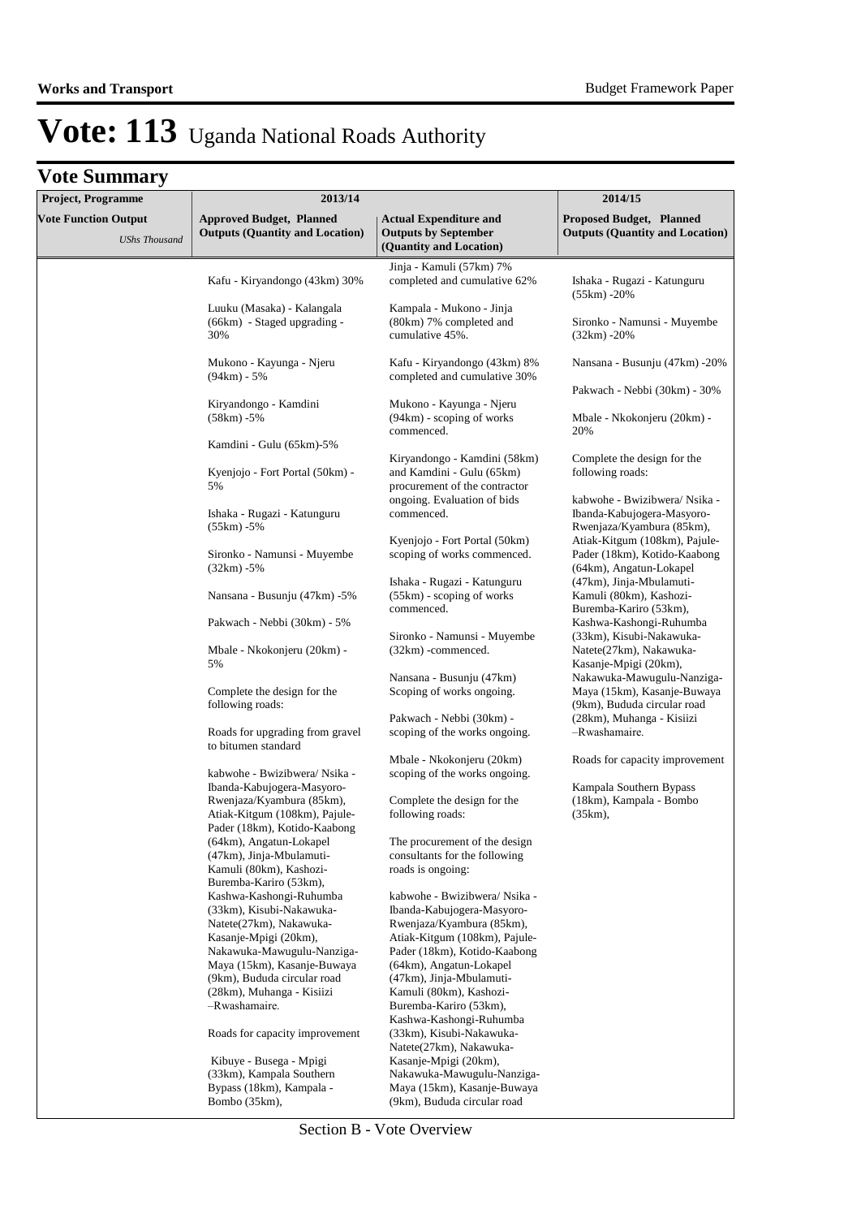# Vote: 113 Uganda National Roads Authority

## Vote Summary

| Project, Programme<br>Vote Function Output<br>*UShs Thousand* | 2013/14<br>Approved Budget, Planned Outputs (Quantity and Location) | <br>Actual Expenditure and Outputs by September (Quantity and Location) | 2014/15<br>Proposed Budget, Planned Outputs (Quantity and Location) |
|---|---|---|---|
| | Kafu - Kiryandongo (43km) 30%<br><br>Luuku (Masaka) - Kalangala (66km) - Staged upgrading - 30%<br><br>Mukono - Kayunga - Njeru (94km) - 5%<br><br>Kiryandongo - Kamdini (58km) -5%<br><br>Kamdini - Gulu (65km)-5%<br><br>Kyenjojo - Fort Portal (50km) - 5%<br><br>Ishaka - Rugazi - Katunguru (55km) -5%<br><br>Sironko - Namunsi - Muyembe (32km) -5%<br><br>Nansana - Busunju (47km) -5%<br><br>Pakwach - Nebbi (30km) - 5%<br><br>Mbale - Nkokonjeru (20km) - 5%<br><br>Complete the design for the following roads:<br><br>Roads for upgrading from gravel to bitumen standard<br><br>kabwohe - Bwizibwera/ Nsika - Ibanda-Kabujogera-Masyoro-Rwenjaza/Kyambura (85km), Atiak-Kitgum (108km), Pajule-Pader (18km), Kotido-Kaabong (64km), Angatun-Lokapel (47km), Jinja-Mbulamuti-Kamuli (80km), Kashozi-Buremba-Kariro (53km), Kashwa-Kashongi-Ruhumba (33km), Kisubi-Nakawuka-Natete(27km), Nakawuka-Kasanje-Mpigi (20km), Nakawuka-Mawugulu-Nanziga-Maya (15km), Kasanje-Buwaya (9km), Bududa circular road (28km), Muhanga - Kisiizi –Rwashamaire.<br><br>Roads for capacity improvement<br><br>Kibuye - Busega - Mpigi (33km), Kampala Southern Bypass (18km), Kampala - Bombo (35km), | Jinja - Kamuli (57km) 7% completed and cumulative 62%<br><br>Kampala - Mukono - Jinja (80km) 7% completed and cumulative 45%.<br><br>Kafu - Kiryandongo (43km) 8% completed and cumulative 30%<br><br>Mukono - Kayunga - Njeru (94km) - scoping of works commenced.<br><br>Kiryandongo - Kamdini (58km) and Kamdini - Gulu (65km) procurement of the contractor ongoing. Evaluation of bids commenced.<br><br>Kyenjojo - Fort Portal (50km) scoping of works commenced.<br><br>Ishaka - Rugazi - Katunguru (55km) - scoping of works commenced.<br><br>Sironko - Namunsi - Muyembe (32km) -commenced.<br><br>Nansana - Busunju (47km) Scoping of works ongoing.<br><br>Pakwach - Nebbi (30km) - scoping of the works ongoing.<br><br>Mbale - Nkokonjeru (20km) scoping of the works ongoing.<br><br>Complete the design for the following roads:<br><br>The procurement of the design consultants for the following roads is ongoing:<br><br>kabwohe - Bwizibwera/ Nsika - Ibanda-Kabujogera-Masyoro-Rwenjaza/Kyambura (85km), Atiak-Kitgum (108km), Pajule-Pader (18km), Kotido-Kaabong (64km), Angatun-Lokapel (47km), Jinja-Mbulamuti-Kamuli (80km), Kashozi-Buremba-Kariro (53km), Kashwa-Kashongi-Ruhumba (33km), Kisubi-Nakawuka-Natete(27km), Nakawuka-Kasanje-Mpigi (20km), Nakawuka-Mawugulu-Nanziga-Maya (15km), Kasanje-Buwaya (9km), Bududa circular road | Ishaka - Rugazi - Katunguru (55km) -20%<br><br>Sironko - Namunsi - Muyembe (32km) -20%<br><br>Nansana - Busunju (47km) -20%<br><br>Pakwach - Nebbi (30km) - 30%<br><br>Mbale - Nkokonjeru (20km) - 20%<br><br>Complete the design for the following roads:<br><br>kabwohe - Bwizibwera/ Nsika - Ibanda-Kabujogera-Masyoro-Rwenjaza/Kyambura (85km), Atiak-Kitgum (108km), Pajule-Pader (18km), Kotido-Kaabong (64km), Angatun-Lokapel (47km), Jinja-Mbulamuti-Kamuli (80km), Kashozi-Buremba-Kariro (53km), Kashwa-Kashongi-Ruhumba (33km), Kisubi-Nakawuka-Natete(27km), Nakawuka-Kasanje-Mpigi (20km), Nakawuka-Mawugulu-Nanziga-Maya (15km), Kasanje-Buwaya (9km), Bududa circular road (28km), Muhanga - Kisiizi –Rwashamaire.<br><br>Roads for capacity improvement<br><br>Kampala Southern Bypass (18km), Kampala - Bombo (35km), |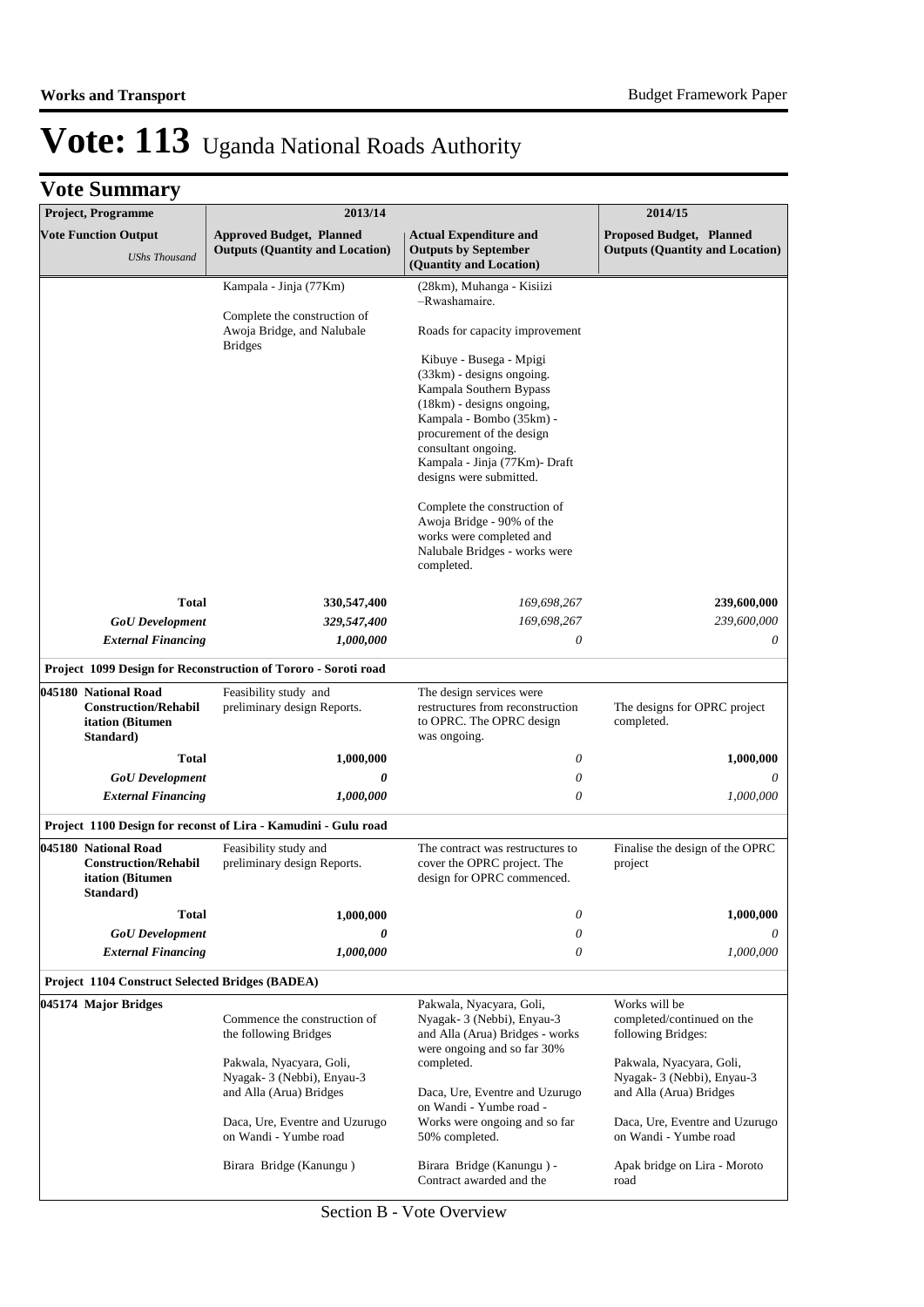# Vote: 113 Uganda National Roads Authority

## Vote Summary

| Project, Programme | 2013/14 | | 2014/15 |
|---|---|---|---|
| **Vote Function Output** *UShs Thousand* | **Approved Budget, Planned Outputs (Quantity and Location)** | **Actual Expenditure and Outputs by September (Quantity and Location)** | **Proposed Budget, Planned Outputs (Quantity and Location)** |
| | Kampala - Jinja (77Km)<br><br>Complete the construction of Awoja Bridge, and Nalubale Bridges | (28km), Muhanga - Kisiizi –Rwashamaire.<br><br>Roads for capacity improvement<br><br>Kibuye - Busega - Mpigi (33km) - designs ongoing.<br>Kampala Southern Bypass (18km) - designs ongoing,<br>Kampala - Bombo (35km) - procurement of the design consultant ongoing.<br>Kampala - Jinja (77Km)- Draft designs were submitted.<br><br>Complete the construction of Awoja Bridge - 90% of the works were completed and Nalubale Bridges - works were completed. | |
| **Total** | **330,547,400** | *169,698,267* | **239,600,000** |
| ***GoU Development*** | ***329,547,400*** | *169,698,267* | *239,600,000* |
| ***External Financing*** | ***1,000,000*** | *0* | *0* |
| **Project 1099 Design for Reconstruction of Tororo - Soroti road** | | | |
| **045180 National Road Construction/Rehabilitation (Bitumen Standard)** | Feasibility study and preliminary design Reports. | The design services were restructures from reconstruction to OPRC. The OPRC design was ongoing. | The designs for OPRC project completed. |
| **Total** | **1,000,000** | *0* | **1,000,000** |
| ***GoU Development*** | ***0*** | *0* | *0* |
| ***External Financing*** | ***1,000,000*** | *0* | *1,000,000* |
| **Project 1100 Design for reconst of Lira - Kamudini - Gulu road** | | | |
| **045180 National Road Construction/Rehabilitation (Bitumen Standard)** | Feasibility study and preliminary design Reports. | The contract was restructures to cover the OPRC project. The design for OPRC commenced. | Finalise the design of the OPRC project |
| **Total** | **1,000,000** | *0* | **1,000,000** |
| ***GoU Development*** | ***0*** | *0* | *0* |
| ***External Financing*** | ***1,000,000*** | *0* | *1,000,000* |
| **Project 1104 Construct Selected Bridges (BADEA)** | | | |
| **045174 Major Bridges** | Commence the construction of the following Bridges<br><br>Pakwala, Nyacyara, Goli, Nyagak- 3 (Nebbi), Enyau-3 and Alla (Arua) Bridges<br><br>Daca, Ure, Eventre and Uzurugo on Wandi - Yumbe road<br><br>Birara Bridge (Kanungu ) | Pakwala, Nyacyara, Goli, Nyagak- 3 (Nebbi), Enyau-3 and Alla (Arua) Bridges - works were ongoing and so far 30% completed.<br><br>Daca, Ure, Eventre and Uzurugo on Wandi - Yumbe road - Works were ongoing and so far 50% completed.<br><br>Birara Bridge (Kanungu ) - Contract awarded and the | Works will be completed/continued on the following Bridges:<br><br>Pakwala, Nyacyara, Goli, Nyagak- 3 (Nebbi), Enyau-3 and Alla (Arua) Bridges<br><br>Daca, Ure, Eventre and Uzurugo on Wandi - Yumbe road<br><br>Apak bridge on Lira - Moroto road |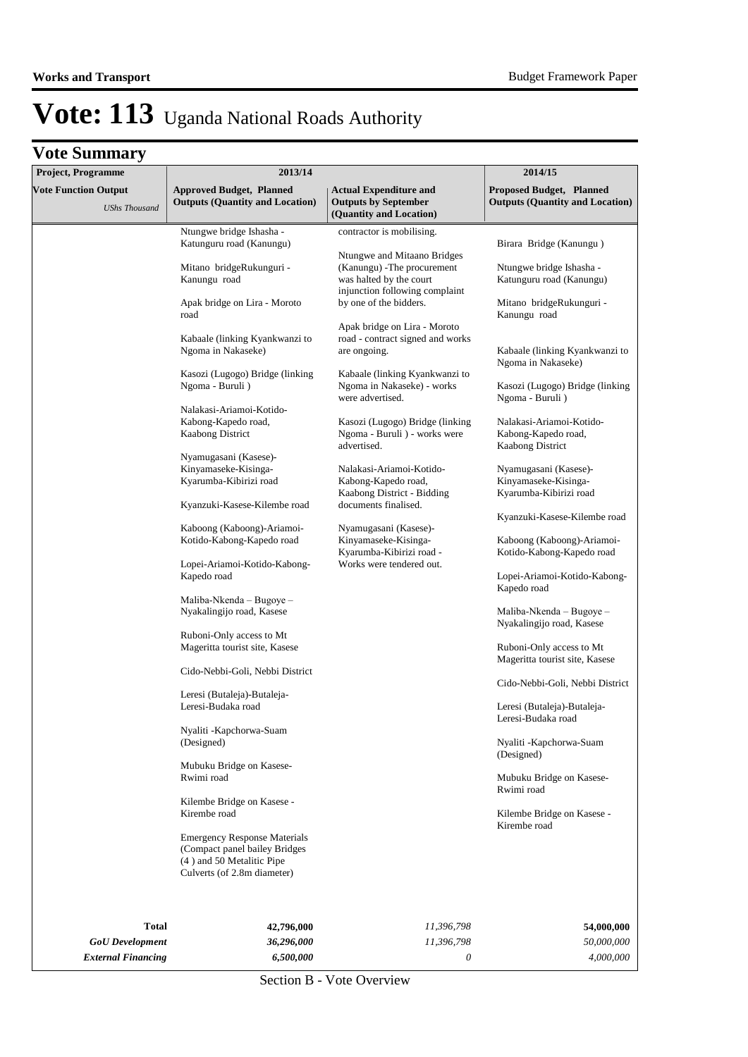# Vote: 113 Uganda National Roads Authority

## Vote Summary

| Project, Programme<br>Vote Function Output<br>*UShs Thousand* | 2013/14<br>Approved Budget, Planned Outputs (Quantity and Location) | <br>Actual Expenditure and Outputs by September (Quantity and Location) | 2014/15<br>Proposed Budget, Planned Outputs (Quantity and Location) |
|---|---|---|---|
| | Ntungwe bridge Ishasha - Katunguru road (Kanungu)<br><br>Mitano bridgeRukunguri - Kanungu road<br><br>Apak bridge on Lira - Moroto road<br><br>Kabaale (linking Kyankwanzi to Ngoma in Nakaseke)<br><br>Kasozi (Lugogo) Bridge (linking Ngoma - Buruli )<br><br>Nalakasi-Ariamoi-Kotido-Kabong-Kapedo road, Kaabong District<br><br>Nyamugasani (Kasese)-Kinyamaseke-Kisinga-Kyarumba-Kibirizi road<br><br>Kyanzuki-Kasese-Kilembe road<br><br>Kaboong (Kaboong)-Ariamoi-Kotido-Kabong-Kapedo road<br><br>Lopei-Ariamoi-Kotido-Kabong-Kapedo road<br><br>Maliba-Nkenda – Bugoye – Nyakalingijo road, Kasese<br><br>Ruboni-Only access to Mt Mageritta tourist site, Kasese<br><br>Cido-Nebbi-Goli, Nebbi District<br><br>Leresi (Butaleja)-Butaleja-Leresi-Budaka road<br><br>Nyaliti -Kapchorwa-Suam (Designed)<br><br>Mubuku Bridge on Kasese-Rwimi road<br><br>Kilembe Bridge on Kasese - Kirembe road<br><br>Emergency Response Materials (Compact panel bailey Bridges (4 ) and 50 Metalitic Pipe Culverts (of 2.8m diameter) | contractor is mobilising.<br><br>Ntungwe and Mitaano Bridges (Kanungu) -The procurement was halted by the court injunction following complaint by one of the bidders.<br><br>Apak bridge on Lira - Moroto road - contract signed and works are ongoing.<br><br>Kabaale (linking Kyankwanzi to Ngoma in Nakaseke) - works were advertised.<br><br>Kasozi (Lugogo) Bridge (linking Ngoma - Buruli ) - works were advertised.<br><br>Nalakasi-Ariamoi-Kotido-Kabong-Kapedo road, Kaabong District - Bidding documents finalised.<br><br>Nyamugasani (Kasese)-Kinyamaseke-Kisinga-Kyarumba-Kibirizi road - Works were tendered out. | Birara Bridge (Kanungu )<br><br>Ntungwe bridge Ishasha - Katunguru road (Kanungu)<br><br>Mitano bridgeRukunguri - Kanungu road<br><br>Kabaale (linking Kyankwanzi to Ngoma in Nakaseke)<br><br>Kasozi (Lugogo) Bridge (linking Ngoma - Buruli )<br><br>Nalakasi-Ariamoi-Kotido-Kabong-Kapedo road, Kaabong District<br><br>Nyamugasani (Kasese)-Kinyamaseke-Kisinga-Kyarumba-Kibirizi road<br><br>Kyanzuki-Kasese-Kilembe road<br><br>Kaboong (Kaboong)-Ariamoi-Kotido-Kabong-Kapedo road<br><br>Lopei-Ariamoi-Kotido-Kabong-Kapedo road<br><br>Maliba-Nkenda – Bugoye – Nyakalingijo road, Kasese<br><br>Ruboni-Only access to Mt Mageritta tourist site, Kasese<br><br>Cido-Nebbi-Goli, Nebbi District<br><br>Leresi (Butaleja)-Butaleja-Leresi-Budaka road<br><br>Nyaliti -Kapchorwa-Suam (Designed)<br><br>Mubuku Bridge on Kasese-Rwimi road<br><br>Kilembe Bridge on Kasese - Kirembe road |
| **Total** | **42,796,000** | *11,396,798* | **54,000,000** |
| ***GoU Development*** | ***36,296,000*** | *11,396,798* | *50,000,000* |
| ***External Financing*** | ***6,500,000*** | *0* | *4,000,000* |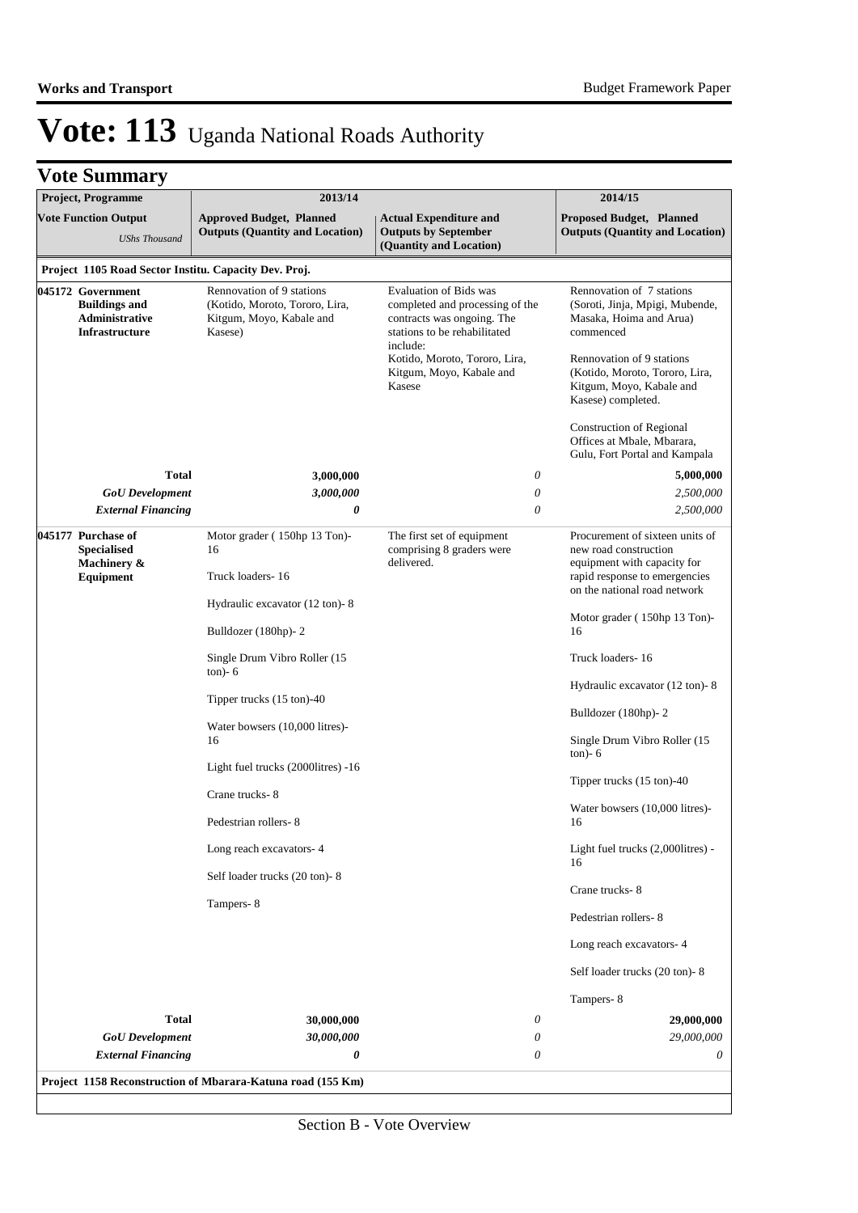# Vote: 113 Uganda National Roads Authority

## Vote Summary

| Project, Programme<br>Vote Function Output<br>*UShs Thousand* | 2013/14<br>Approved Budget, Planned Outputs (Quantity and Location) | 2013/14<br>Actual Expenditure and Outputs by September (Quantity and Location) | 2014/15<br>Proposed Budget, Planned Outputs (Quantity and Location) |
|---|---|---|---|
| **Project 1105 Road Sector Institu. Capacity Dev. Proj.** | | | |
| **045172 Government Buildings and Administrative Infrastructure** | Rennovation of 9 stations (Kotido, Moroto, Tororo, Lira, Kitgum, Moyo, Kabale and Kasese) | Evaluation of Bids was completed and processing of the contracts was ongoing. The stations to be rehabilitated include:<br>Kotido, Moroto, Tororo, Lira, Kitgum, Moyo, Kabale and Kasese | Rennovation of 7 stations (Soroti, Jinja, Mpigi, Mubende, Masaka, Hoima and Arua) commenced<br><br>Rennovation of 9 stations (Kotido, Moroto, Tororo, Lira, Kitgum, Moyo, Kabale and Kasese) completed.<br><br>Construction of Regional Offices at Mbale, Mbarara, Gulu, Fort Portal and Kampala |
| **Total** | **3,000,000** | *0* | **5,000,000** |
| ***GoU Development*** | *3,000,000* | *0* | *2,500,000* |
| ***External Financing*** | ***0*** | *0* | *2,500,000* |
| **045177 Purchase of Specialised Machinery & Equipment** | Motor grader ( 150hp 13 Ton)- 16<br><br>Truck loaders- 16<br><br>Hydraulic excavator (12 ton)- 8<br><br>Bulldozer (180hp)- 2<br><br>Single Drum Vibro Roller (15 ton)- 6<br><br>Tipper trucks (15 ton)-40<br><br>Water bowsers (10,000 litres)- 16<br><br>Light fuel trucks (2000litres) -16<br><br>Crane trucks- 8<br><br>Pedestrian rollers- 8<br><br>Long reach excavators- 4<br><br>Self loader trucks (20 ton)- 8<br><br>Tampers- 8 | The first set of equipment comprising 8 graders were delivered. | Procurement of sixteen units of new road construction equipment with capacity for rapid response to emergencies on the national road network<br><br>Motor grader ( 150hp 13 Ton)- 16<br><br>Truck loaders- 16<br><br>Hydraulic excavator (12 ton)- 8<br><br>Bulldozer (180hp)- 2<br><br>Single Drum Vibro Roller (15 ton)- 6<br><br>Tipper trucks (15 ton)-40<br><br>Water bowsers (10,000 litres)- 16<br><br>Light fuel trucks (2,000litres) - 16<br><br>Crane trucks- 8<br><br>Pedestrian rollers- 8<br><br>Long reach excavators- 4<br><br>Self loader trucks (20 ton)- 8<br><br>Tampers- 8 |
| **Total** | **30,000,000** | *0* | **29,000,000** |
| ***GoU Development*** | *30,000,000* | *0* | *29,000,000* |
| ***External Financing*** | ***0*** | *0* | *0* |
| **Project 1158 Reconstruction of Mbarara-Katuna road (155 Km)** | | | |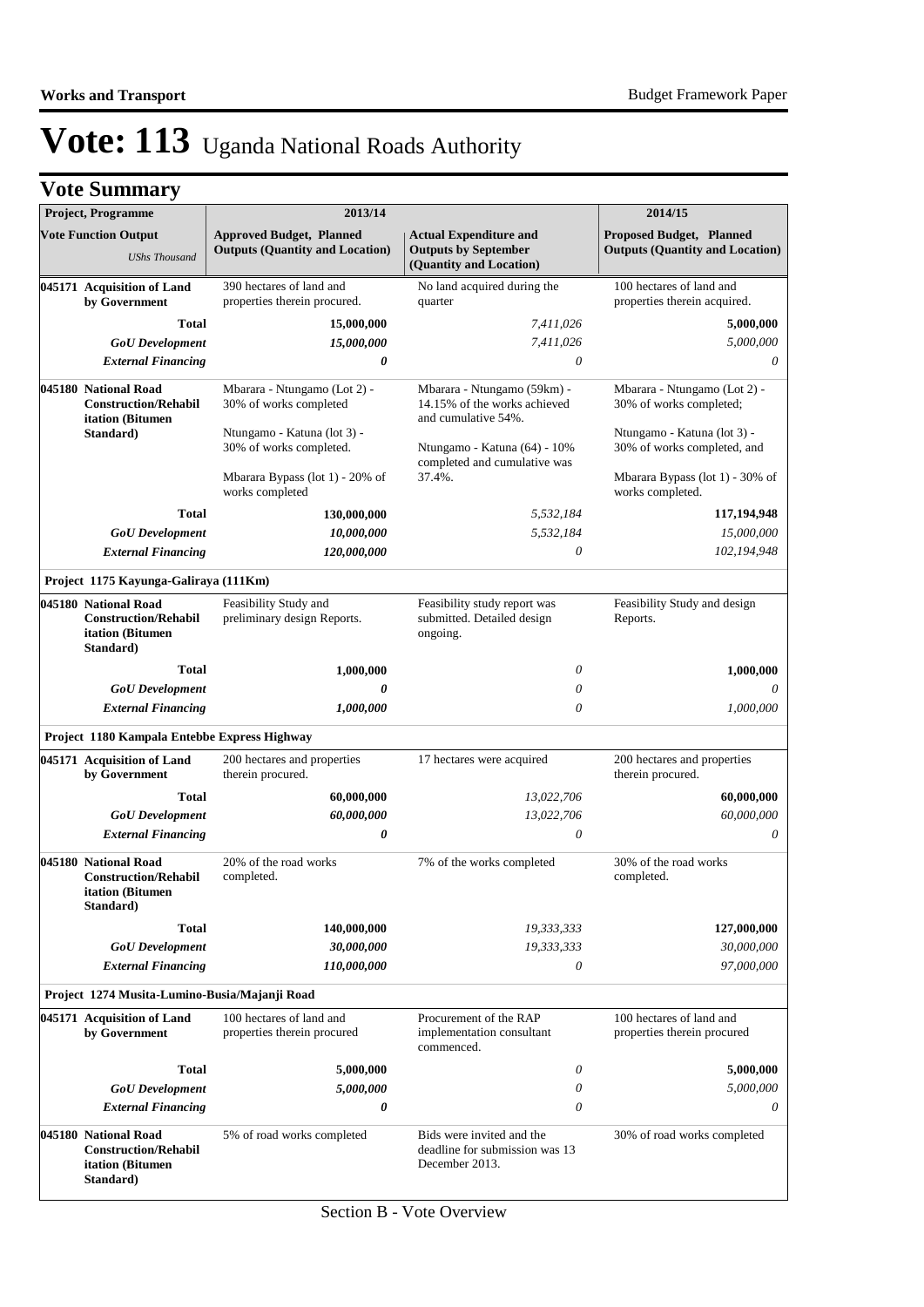# Vote: 113 Uganda National Roads Authority

## Vote Summary

| Project, Programme | 2013/14 | | 2014/15 |
|---|---|---|---|
| **Vote Function Output** *UShs Thousand* | **Approved Budget, Planned Outputs (Quantity and Location)** | **Actual Expenditure and Outputs by September (Quantity and Location)** | **Proposed Budget, Planned Outputs (Quantity and Location)** |
| **045171 Acquisition of Land by Government** | 390 hectares of land and properties therein procured. | No land acquired during the quarter | 100 hectares of land and properties therein acquired. |
| **Total** | **15,000,000** | *7,411,026* | **5,000,000** |
| ***GoU Development*** | ***15,000,000*** | *7,411,026* | *5,000,000* |
| ***External Financing*** | ***0*** | *0* | *0* |
| **045180 National Road Construction/Rehabilitation (Bitumen Standard)** | Mbarara - Ntungamo (Lot 2) - 30% of works completed<br><br>Ntungamo - Katuna (lot 3) - 30% of works completed.<br><br>Mbarara Bypass (lot 1) - 20% of works completed | Mbarara - Ntungamo (59km) - 14.15% of the works achieved and cumulative 54%.<br><br>Ntungamo - Katuna (64) - 10% completed and cumulative was 37.4%. | Mbarara - Ntungamo (Lot 2) - 30% of works completed;<br><br>Ntungamo - Katuna (lot 3) - 30% of works completed, and<br><br>Mbarara Bypass (lot 1) - 30% of works completed. |
| **Total** | **130,000,000** | *5,532,184* | **117,194,948** |
| ***GoU Development*** | ***10,000,000*** | *5,532,184* | *15,000,000* |
| ***External Financing*** | ***120,000,000*** | *0* | *102,194,948* |
| **Project 1175 Kayunga-Galiraya (111Km)** | | | |
| **045180 National Road Construction/Rehabilitation (Bitumen Standard)** | Feasibility Study and preliminary design Reports. | Feasibility study report was submitted. Detailed design ongoing. | Feasibility Study and design Reports. |
| **Total** | **1,000,000** | *0* | **1,000,000** |
| ***GoU Development*** | ***0*** | *0* | *0* |
| ***External Financing*** | ***1,000,000*** | *0* | *1,000,000* |
| **Project 1180 Kampala Entebbe Express Highway** | | | |
| **045171 Acquisition of Land by Government** | 200 hectares and properties therein procured. | 17 hectares were acquired | 200 hectares and properties therein procured. |
| **Total** | **60,000,000** | *13,022,706* | **60,000,000** |
| ***GoU Development*** | ***60,000,000*** | *13,022,706* | *60,000,000* |
| ***External Financing*** | ***0*** | *0* | *0* |
| **045180 National Road Construction/Rehabilitation (Bitumen Standard)** | 20% of the road works completed. | 7% of the works completed | 30% of the road works completed. |
| **Total** | **140,000,000** | *19,333,333* | **127,000,000** |
| ***GoU Development*** | ***30,000,000*** | *19,333,333* | *30,000,000* |
| ***External Financing*** | ***110,000,000*** | *0* | *97,000,000* |
| **Project 1274 Musita-Lumino-Busia/Majanji Road** | | | |
| **045171 Acquisition of Land by Government** | 100 hectares of land and properties therein procured | Procurement of the RAP implementation consultant commenced. | 100 hectares of land and properties therein procured |
| **Total** | **5,000,000** | *0* | **5,000,000** |
| ***GoU Development*** | ***5,000,000*** | *0* | *5,000,000* |
| ***External Financing*** | ***0*** | *0* | *0* |
| **045180 National Road Construction/Rehabilitation (Bitumen Standard)** | 5% of road works completed | Bids were invited and the deadline for submission was 13 December 2013. | 30% of road works completed |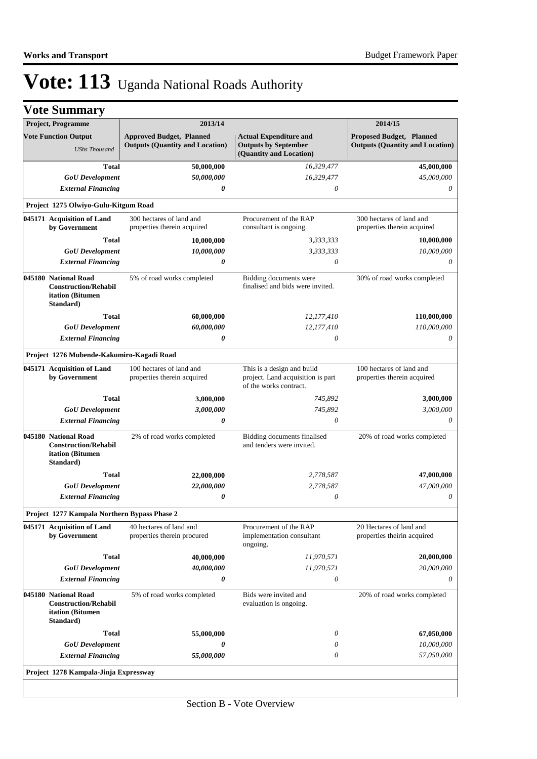# Vote: 113 Uganda National Roads Authority

## Vote Summary

| Project, Programme | 2013/14 | | 2014/15 |
|---|---|---|---|
| **Vote Function Output** *UShs Thousand* | **Approved Budget, Planned Outputs (Quantity and Location)** | **Actual Expenditure and Outputs by September (Quantity and Location)** | **Proposed Budget, Planned Outputs (Quantity and Location)** |
| ***Total*** | **50,000,000** | *16,329,477* | **45,000,000** |
| ***GoU Development*** | ***50,000,000*** | *16,329,477* | *45,000,000* |
| ***External Financing*** | ***0*** | *0* | *0* |
| **Project 1275 Olwiyo-Gulu-Kitgum Road** | | | |
| **045171 Acquisition of Land by Government** | 300 hectares of land and properties therein acquired | Procurement of the RAP consultant is ongoing. | 300 hectares of land and properties therein acquired |
| ***Total*** | **10,000,000** | *3,333,333* | **10,000,000** |
| ***GoU Development*** | ***10,000,000*** | *3,333,333* | *10,000,000* |
| ***External Financing*** | ***0*** | *0* | *0* |
| **045180 National Road Construction/Rehabilitation (Bitumen Standard)** | 5% of road works completed | Bidding documents were finalised and bids were invited. | 30% of road works completed |
| ***Total*** | **60,000,000** | *12,177,410* | **110,000,000** |
| ***GoU Development*** | ***60,000,000*** | *12,177,410* | *110,000,000* |
| ***External Financing*** | ***0*** | *0* | *0* |
| **Project 1276 Mubende-Kakumiro-Kagadi Road** | | | |
| **045171 Acquisition of Land by Government** | 100 hectares of land and properties therein acquired | This is a design and build project. Land acquisition is part of the works contract. | 100 hectares of land and properties therein acquired |
| ***Total*** | **3,000,000** | *745,892* | **3,000,000** |
| ***GoU Development*** | ***3,000,000*** | *745,892* | *3,000,000* |
| ***External Financing*** | ***0*** | *0* | *0* |
| **045180 National Road Construction/Rehabilitation (Bitumen Standard)** | 2% of road works completed | Bidding documents finalised and tenders were invited. | 20% of road works completed |
| ***Total*** | **22,000,000** | *2,778,587* | **47,000,000** |
| ***GoU Development*** | ***22,000,000*** | *2,778,587* | *47,000,000* |
| ***External Financing*** | ***0*** | *0* | *0* |
| **Project 1277 Kampala Northern Bypass Phase 2** | | | |
| **045171 Acquisition of Land by Government** | 40 hectares of land and properties therein procured | Procurement of the RAP implementation consultant ongoing. | 20 Hectares of land and properties theirin acquired |
| ***Total*** | **40,000,000** | *11,970,571* | **20,000,000** |
| ***GoU Development*** | ***40,000,000*** | *11,970,571* | *20,000,000* |
| ***External Financing*** | ***0*** | *0* | *0* |
| **045180 National Road Construction/Rehabilitation (Bitumen Standard)** | 5% of road works completed | Bids were invited and evaluation is ongoing. | 20% of road works completed |
| ***Total*** | **55,000,000** | *0* | **67,050,000** |
| ***GoU Development*** | ***0*** | *0* | *10,000,000* |
| ***External Financing*** | ***55,000,000*** | *0* | *57,050,000* |
| **Project 1278 Kampala-Jinja Expressway** | | | |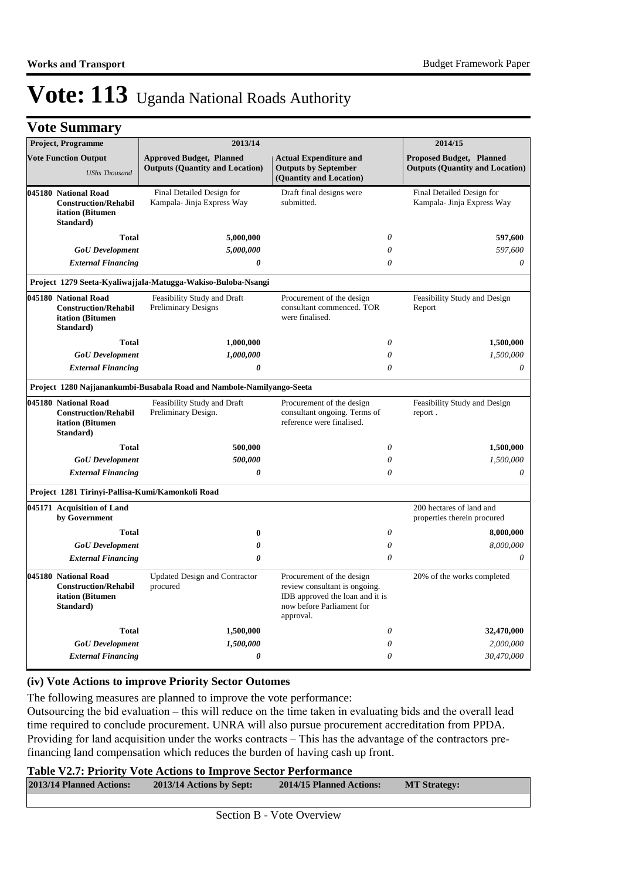# Vote: 113 Uganda National Roads Authority

## Vote Summary

| Project, Programme | 2013/14 | | 2014/15 |
|---|---|---|---|
| **Vote Function Output** *UShs Thousand* | **Approved Budget, Planned Outputs (Quantity and Location)** | **Actual Expenditure and Outputs by September (Quantity and Location)** | **Proposed Budget, Planned Outputs (Quantity and Location)** |
| **045180 National Road Construction/Rehabilitation (Bitumen Standard)** | Final Detailed Design for Kampala- Jinja Express Way | Draft final designs were submitted. | Final Detailed Design for Kampala- Jinja Express Way |
| **Total** | **5,000,000** | *0* | **597,600** |
| ***GoU Development*** | *5,000,000* | *0* | *597,600* |
| ***External Financing*** | ***0*** | *0* | *0* |
| **Project 1279 Seeta-Kyaliwajjala-Matugga-Wakiso-Buloba-Nsangi** | | | |
| **045180 National Road Construction/Rehabilitation (Bitumen Standard)** | Feasibility Study and Draft Preliminary Designs | Procurement of the design consultant commenced. TOR were finalised. | Feasibility Study and Design Report |
| **Total** | **1,000,000** | *0* | **1,500,000** |
| ***GoU Development*** | *1,000,000* | *0* | *1,500,000* |
| ***External Financing*** | ***0*** | *0* | *0* |
| **Project 1280 Najjanankumbi-Busabala Road and Nambole-Namilyango-Seeta** | | | |
| **045180 National Road Construction/Rehabilitation (Bitumen Standard)** | Feasibility Study and Draft Preliminary Design. | Procurement of the design consultant ongoing. Terms of reference were finalised. | Feasibility Study and Design report . |
| **Total** | **500,000** | *0* | **1,500,000** |
| ***GoU Development*** | *500,000* | *0* | *1,500,000* |
| ***External Financing*** | ***0*** | *0* | *0* |
| **Project 1281 Tirinyi-Pallisa-Kumi/Kamonkoli Road** | | | |
| **045171 Acquisition of Land by Government** | | | 200 hectares of land and properties therein procured |
| **Total** | **0** | *0* | **8,000,000** |
| ***GoU Development*** | ***0*** | *0* | *8,000,000* |
| ***External Financing*** | ***0*** | *0* | *0* |
| **045180 National Road Construction/Rehabilitation (Bitumen Standard)** | Updated Design and Contractor procured | Procurement of the design review consultant is ongoing. IDB approved the loan and it is now before Parliament for approval. | 20% of the works completed |
| **Total** | **1,500,000** | *0* | **32,470,000** |
| ***GoU Development*** | *1,500,000* | *0* | *2,000,000* |
| ***External Financing*** | ***0*** | *0* | *30,470,000* |

### (iv) Vote Actions to improve Priority Sector Outomes

The following measures are planned to improve the vote performance:
Outsourcing the bid evaluation – this will reduce on the time taken in evaluating bids and the overall lead time required to conclude procurement. UNRA will also pursue procurement accreditation from PPDA.
Providing for land acquisition under the works contracts – This has the advantage of the contractors pre-financing land compensation which reduces the burden of having cash up front.

**Table V2.7: Priority Vote Actions to Improve Sector Performance**

| 2013/14 Planned Actions: | 2013/14 Actions by Sept: | 2014/15 Planned Actions: | MT Strategy: |
|---|---|---|---|
| | | | |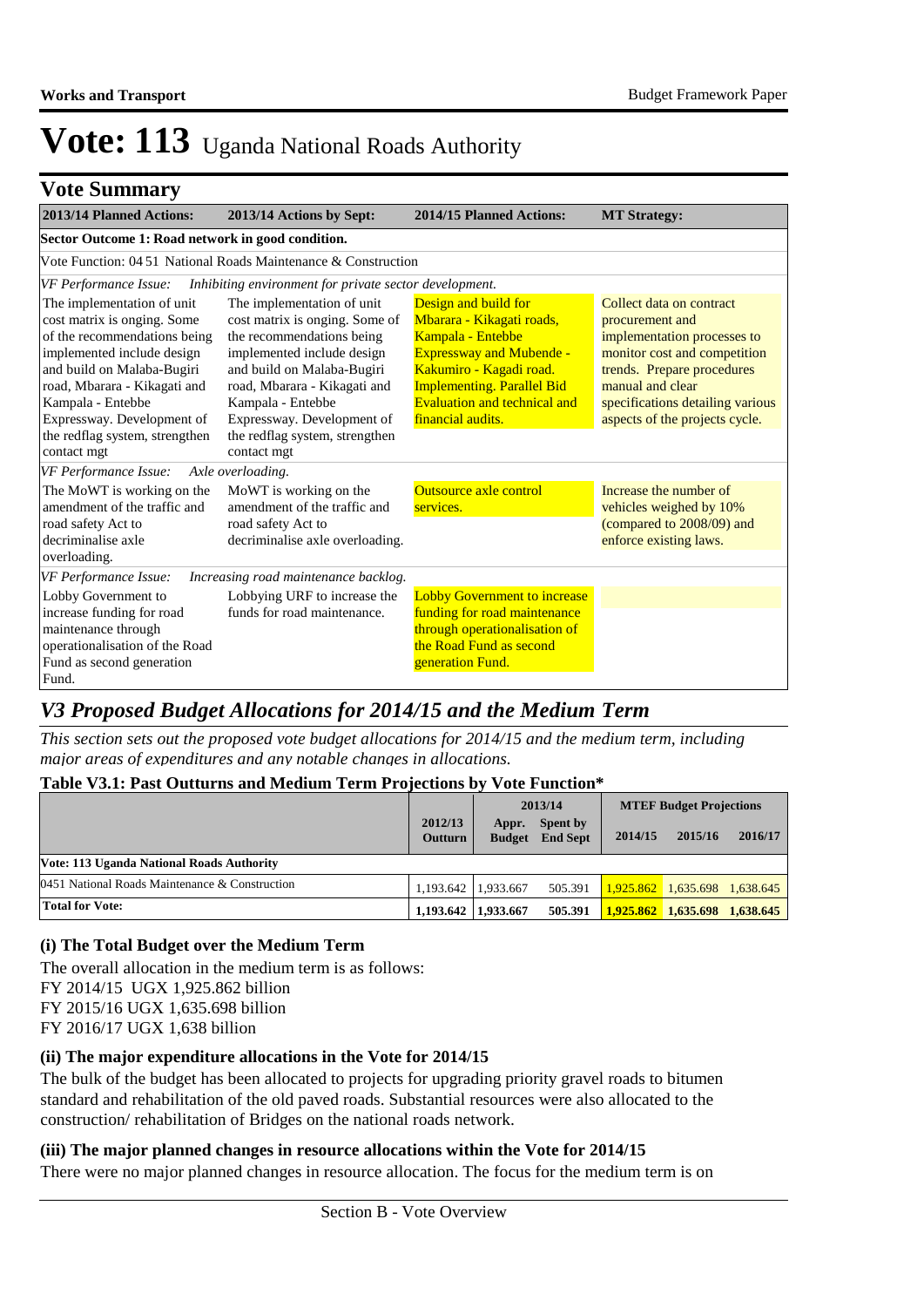# Vote: 113 Uganda National Roads Authority

## Vote Summary

| 2013/14 Planned Actions: | 2013/14 Actions by Sept: | 2014/15 Planned Actions: | MT Strategy: |
|---|---|---|---|
| **Sector Outcome 1: Road network in good condition.** | | | |
| Vote Function: 04 51 National Roads Maintenance & Construction | | | |
| *VF Performance Issue: Inhibiting environment for private sector development.* | | | |
| The implementation of unit cost matrix is onging. Some of the recommendations being implemented include design and build on Malaba-Bugiri road, Mbarara - Kikagati and Kampala - Entebbe Expressway. Development of the redflag system, strengthen contact mgt | The implementation of unit cost matrix is onging. Some of the recommendations being implemented include design and build on Malaba-Bugiri road, Mbarara - Kikagati and Kampala - Entebbe Expressway. Development of the redflag system, strengthen contact mgt | Design and build for Mbarara - Kikagati roads, Kampala - Entebbe Expressway and Mubende - Kakumiro - Kagadi road. Implementing. Parallel Bid Evaluation and technical and financial audits. | Collect data on contract procurement and implementation processes to monitor cost and competition trends. Prepare procedures manual and clear specifications detailing various aspects of the projects cycle. |
| *VF Performance Issue: Axle overloading.* | | | |
| The MoWT is working on the amendment of the traffic and road safety Act to decriminalise axle overloading. | MoWT is working on the amendment of the traffic and road safety Act to decriminalise axle overloading. | Outsource axle control services. | Increase the number of vehicles weighed by 10% (compared to 2008/09) and enforce existing laws. |
| *VF Performance Issue: Increasing road maintenance backlog.* | | | |
| Lobby Government to increase funding for road maintenance through operationalisation of the Road Fund as second generation Fund. | Lobbying URF to increase the funds for road maintenance. | Lobby Government to increase funding for road maintenance through operationalisation of the Road Fund as second generation Fund. | |

## *V3 Proposed Budget Allocations for 2014/15 and the Medium Term*

*This section sets out the proposed vote budget allocations for 2014/15 and the medium term, including major areas of expenditures and any notable changes in allocations.*

**Table V3.1: Past Outturns and Medium Term Projections by Vote Function***

| | 2012/13 Outturn | 2013/14 Appr. Budget | 2013/14 Spent by End Sept | MTEF Budget Projections 2014/15 | 2015/16 | 2016/17 |
|---|---|---|---|---|---|---|
| **Vote: 113 Uganda National Roads Authority** | | | | | | |
| 0451 National Roads Maintenance & Construction | 1,193.642 | 1,933.667 | 505.391 | 1,925.862 | 1,635.698 | 1,638.645 |
| **Total for Vote:** | **1,193.642** | **1,933.667** | **505.391** | **1,925.862** | **1,635.698** | **1,638.645** |

### (i) The Total Budget over the Medium Term

The overall allocation in the medium term is as follows:
FY 2014/15 UGX 1,925.862 billion
FY 2015/16 UGX 1,635.698 billion
FY 2016/17 UGX 1,638 billion

### (ii) The major expenditure allocations in the Vote for 2014/15

The bulk of the budget has been allocated to projects for upgrading priority gravel roads to bitumen standard and rehabilitation of the old paved roads. Substantial resources were also allocated to the construction/ rehabilitation of Bridges on the national roads network.

### (iii) The major planned changes in resource allocations within the Vote for 2014/15

There were no major planned changes in resource allocation. The focus for the medium term is on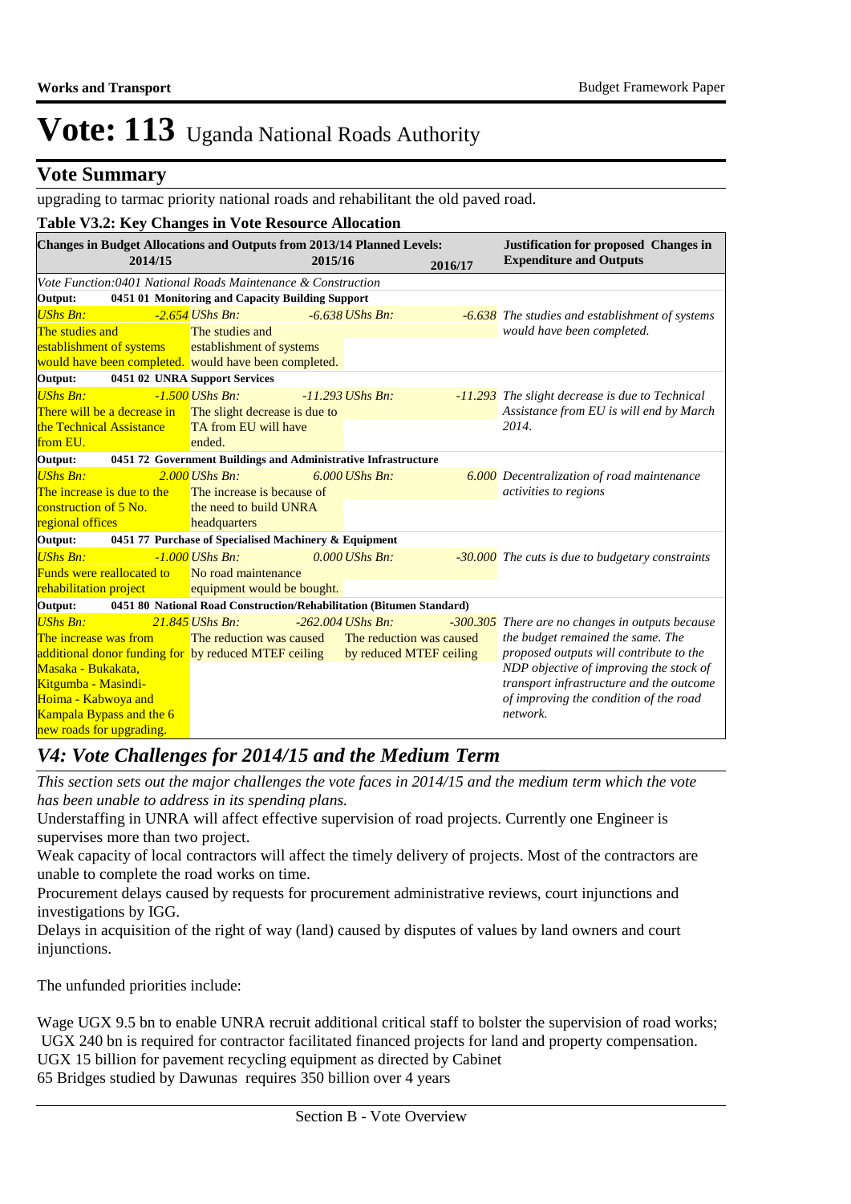# Vote: 113 Uganda National Roads Authority

## Vote Summary

upgrading to tarmac priority national roads and rehabilitant the old paved road.

**Table V3.2: Key Changes in Vote Resource Allocation**

| Changes in Budget Allocations and Outputs from 2013/14 Planned Levels: 2014/15 | 2015/16 | 2016/17 | Justification for proposed Changes in Expenditure and Outputs |
|---|---|---|---|
| *Vote Function:0401 National Roads Maintenance & Construction* | | | |
| **Output: 0451 01 Monitoring and Capacity Building Support** | | | |
| *UShs Bn:* *-2.654* The studies and establishment of systems would have been completed. | *UShs Bn:* *-6.638* The studies and establishment of systems would have been completed. | *UShs Bn:* *-6.638* | *The studies and establishment of systems would have been completed.* |
| **Output: 0451 02 UNRA Support Services** | | | |
| *UShs Bn:* *-1.500* There will be a decrease in the Technical Assistance from EU. | *UShs Bn:* *-11.293* The slight decrease is due to TA from EU will have ended. | *UShs Bn:* *-11.293* | *The slight decrease is due to Technical Assistance from EU is will end by March 2014.* |
| **Output: 0451 72 Government Buildings and Administrative Infrastructure** | | | |
| *UShs Bn:* *2.000* The increase is due to the construction of 5 No. regional offices | *UShs Bn:* *6.000* The increase is because of the need to build UNRA headquarters | *UShs Bn:* *6.000* | *Decentralization of road maintenance activities to regions* |
| **Output: 0451 77 Purchase of Specialised Machinery & Equipment** | | | |
| *UShs Bn:* *-1.000* Funds were reallocated to rehabilitation project | *UShs Bn:* *0.000* No road maintenance equipment would be bought. | *UShs Bn:* *-30.000* | *The cuts is due to budgetary constraints* |
| **Output: 0451 80 National Road Construction/Rehabilitation (Bitumen Standard)** | | | |
| *UShs Bn:* *21.845* The increase was from additional donor funding for Masaka - Bukakata, Kitgumba - Masindi-Hoima - Kabwoya and Kampala Bypass and the 6 new roads for upgrading. | *UShs Bn:* *-262.004* The reduction was caused by reduced MTEF ceiling | *UShs Bn:* *-300.305* The reduction was caused by reduced MTEF ceiling | *There are no changes in outputs because the budget remained the same. The proposed outputs will contribute to the NDP objective of improving the stock of transport infrastructure and the outcome of improving the condition of the road network.* |

## *V4: Vote Challenges for 2014/15 and the Medium Term*

*This section sets out the major challenges the vote faces in 2014/15 and the medium term which the vote has been unable to address in its spending plans.*

Understaffing in UNRA will affect effective supervision of road projects. Currently one Engineer is supervises more than two project.

Weak capacity of local contractors will affect the timely delivery of projects. Most of the contractors are unable to complete the road works on time.

Procurement delays caused by requests for procurement administrative reviews, court injunctions and investigations by IGG.

Delays in acquisition of the right of way (land) caused by disputes of values by land owners and court injunctions.

The unfunded priorities include:

Wage UGX 9.5 bn to enable UNRA recruit additional critical staff to bolster the supervision of road works;
UGX 240 bn is required for contractor facilitated financed projects for land and property compensation.
UGX 15 billion for pavement recycling equipment as directed by Cabinet
65 Bridges studied by Dawunas requires 350 billion over 4 years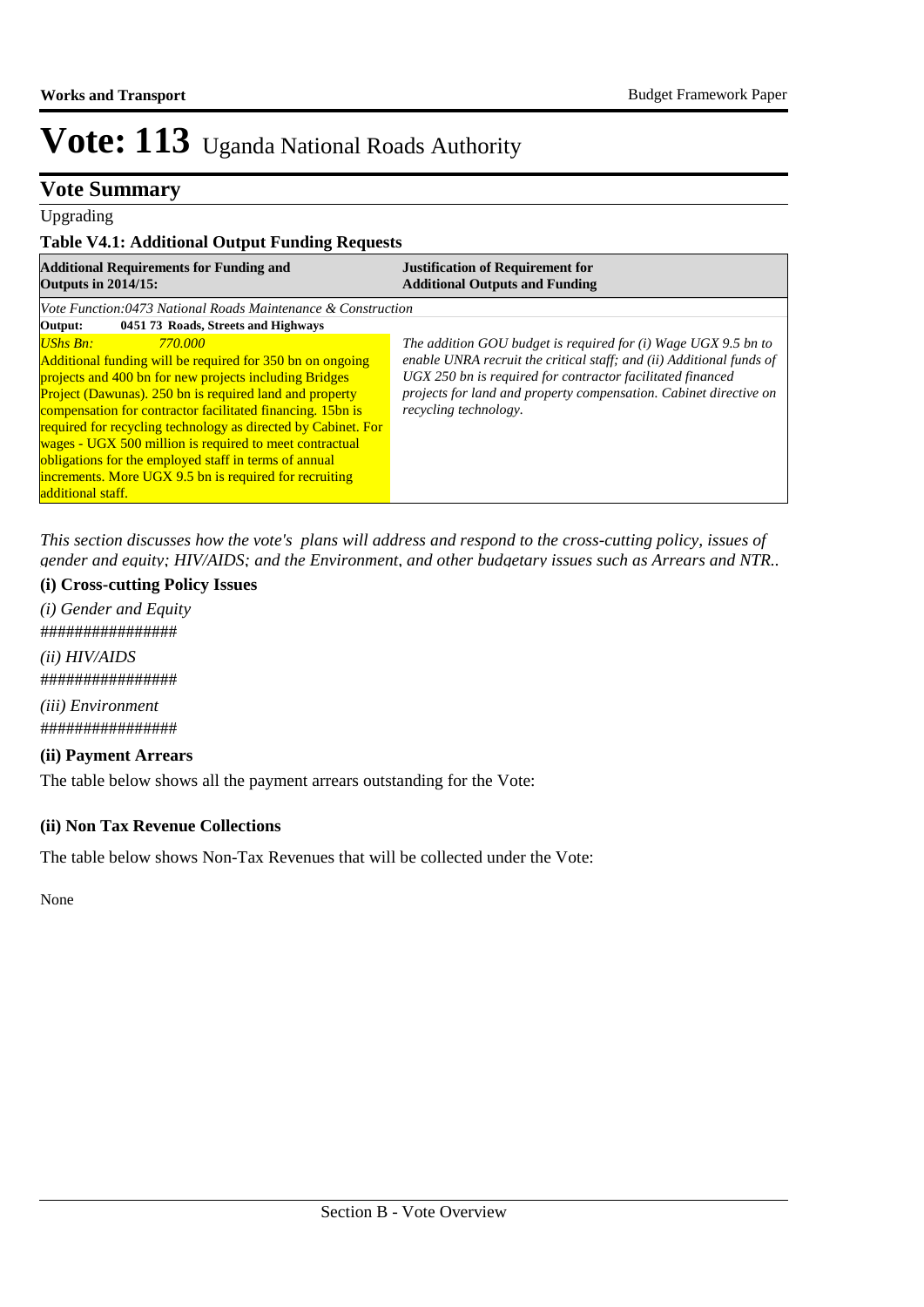# Vote: 113 Uganda National Roads Authority

## Vote Summary

Upgrading

**Table V4.1: Additional Output Funding Requests**

| Additional Requirements for Funding and Outputs in 2014/15: | Justification of Requirement for Additional Outputs and Funding |
|---|---|
| *Vote Function:0473 National Roads Maintenance & Construction* | |
| **Output: 0451 73 Roads, Streets and Highways** | |
| *UShs Bn: 770.000* Additional funding will be required for 350 bn on ongoing projects and 400 bn for new projects including Bridges Project (Dawunas). 250 bn is required land and property compensation for contractor facilitated financing. 15bn is required for recycling technology as directed by Cabinet. For wages - UGX 500 million is required to meet contractual obligations for the employed staff in terms of annual increments. More UGX 9.5 bn is required for recruiting additional staff. | *The addition GOU budget is required for (i) Wage UGX 9.5 bn to enable UNRA recruit the critical staff; and (ii) Additional funds of UGX 250 bn is required for contractor facilitated financed projects for land and property compensation. Cabinet directive on recycling technology.* |

*This section discusses how the vote's plans will address and respond to the cross-cutting policy, issues of gender and equity; HIV/AIDS; and the Environment, and other budgetary issues such as Arrears and NTR..*

### (i) Cross-cutting Policy Issues

*(i) Gender and Equity*

################

*(ii) HIV/AIDS*

################

*(iii) Environment*

################

### (ii) Payment Arrears

The table below shows all the payment arrears outstanding for the Vote:

### (ii) Non Tax Revenue Collections

The table below shows Non-Tax Revenues that will be collected under the Vote:

None